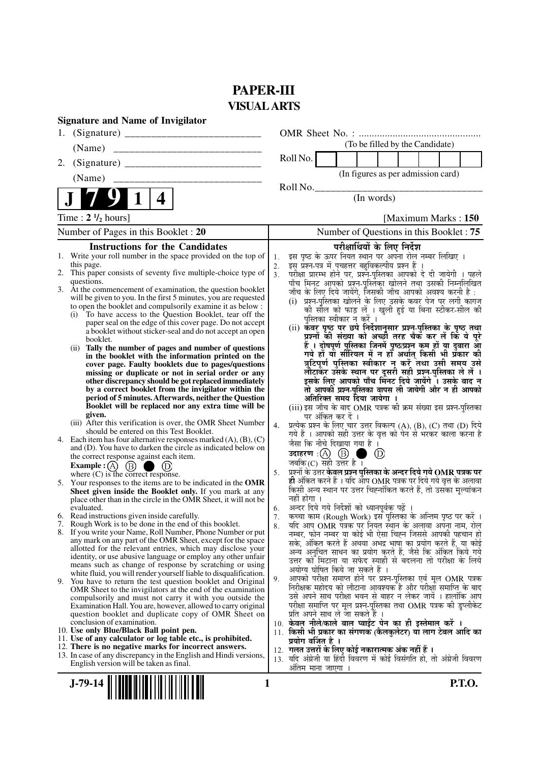# PAPER-III
## VISUAL ARTS

**Signature and Name of Invigilator**

1. (Signature) __________________________

   (Name) __________________________

2. (Signature) __________________________

   (Name) __________________________

OMR Sheet No. : ...............................................

(To be filled by the Candidate)

Roll No. | | | | | | | | |

(In figures as per admission card)

Roll No.________________________________

(In words)

**J 7 9 1 4**

Time : **2 ½ hours**] [Maximum Marks : **150**

Number of Pages in this Booklet : 20

Number of Questions in this Booklet : 75

### Instructions for the Candidates

1. Write your roll number in the space provided on the top of this page.
2. This paper consists of seventy five multiple-choice type of questions.
3. At the commencement of examination, the question booklet will be given to you. In the first 5 minutes, you are requested to open the booklet and compulsorily examine it as below :
   (i) To have access to the Question Booklet, tear off the paper seal on the edge of this cover page. Do not accept a booklet without sticker-seal and do not accept an open booklet.
   (ii) **Tally the number of pages and number of questions in the booklet with the information printed on the cover page. Faulty booklets due to pages/questions missing or duplicate or not in serial order or any other discrepancy should be got replaced immediately by a correct booklet from the invigilator within the period of 5 minutes. Afterwards, neither the Question Booklet will be replaced nor any extra time will be given.**
   (iii) After this verification is over, the OMR Sheet Number should be entered on this Test Booklet.
4. Each item has four alternative responses marked (A), (B), (C) and (D). You have to darken the circle as indicated below on the correct response against each item.
   **Example :** (A) (B) ● (D)
   where (C) is the correct response.
5. Your responses to the items are to be indicated in the **OMR Sheet given inside the Booklet only.** If you mark at any place other than in the circle in the OMR Sheet, it will not be evaluated.
6. Read instructions given inside carefully.
7. Rough Work is to be done in the end of this booklet.
8. If you write your Name, Roll Number, Phone Number or put any mark on any part of the OMR Sheet, except for the space allotted for the relevant entries, which may disclose your identity, or use abusive language or employ any other unfair means such as change of response by scratching or using white fluid, you will render yourself liable to disqualification.
9. You have to return the test question booklet and Original OMR Sheet to the invigilators at the end of the examination compulsorily and must not carry it with you outside the Examination Hall. You are, however, allowed to carry original question booklet and duplicate copy of OMR Sheet on conclusion of examination.
10. **Use only Blue/Black Ball point pen.**
11. **Use of any calculator or log table etc., is prohibited.**
12. **There is no negative marks for incorrect answers.**
13. In case of any discrepancy in the English and Hindi versions, English version will be taken as final.

### परीक्षार्थियों के लिए निर्देश

1. इस पृष्ठ के ऊपर नियत स्थान पर अपना रोल नम्बर लिखिए ।
2. इस प्रश्न-पत्र में पचहत्तर बहुविकल्पीय प्रश्न हैं ।
3. परीक्षा प्रारम्भ होने पर, प्रश्न-पुस्तिका आपको दे दी जायेगी । पहले पाँच मिनट आपको प्रश्न-पुस्तिका खोलने तथा उसकी निम्नलिखित जाँच के लिए दिये जायेंगे, जिसकी जाँच आपको अवश्य करनी है :
   (i) प्रश्न-पुस्तिका खोलने के लिए उसके कवर पेज पर लगी कागज की सील को फाड़ लें । खुली हुई या बिना स्टीकर-सील की पुस्तिका स्वीकार न करें ।
   (ii) **कवर पृष्ठ पर छपे निर्देशानुसार प्रश्न-पुस्तिका के पृष्ठ तथा प्रश्नों की संख्या को अच्छी तरह चैक कर लें कि ये पूरे हैं । दोषपूर्ण पुस्तिका जिनमें पृष्ठ/प्रश्न कम हों या दुबारा आ गये हों या सीरियल में न हों अर्थात् किसी भी प्रकार की त्रुटिपूर्ण पुस्तिका स्वीकार न करें तथा उसी समय उसे लौटाकर उसके स्थान पर दूसरी सही प्रश्न-पुस्तिका ले लें । इसके लिए आपको पाँच मिनट दिये जायेंगे । उसके बाद न तो आपकी प्रश्न-पुस्तिका वापस ली जायेगी और न ही आपको अतिरिक्त समय दिया जायेगा ।**
   (iii) इस जाँच के बाद OMR पत्रक की क्रम संख्या इस प्रश्न-पुस्तिका पर अंकित कर दें ।
4. प्रत्येक प्रश्न के लिए चार उत्तर विकल्प (A), (B), (C) तथा (D) दिये गये हैं । आपको सही उत्तर के वृत्त को पेन से भरकर काला करना है जैसा कि नीचे दिखाया गया है ।
   **उदाहरण :** (A) (B) ● (D)
   जबकि (C) सही उत्तर है ।
5. प्रश्नों के उत्तर **केवल प्रश्न पुस्तिका के अन्दर दिये गये OMR पत्रक पर ही** अंकित करने हैं । यदि आप OMR पत्रक पर दिये गये वृत्त के अलावा किसी अन्य स्थान पर उत्तर चिह्नांकित करते हैं, तो उसका मूल्यांकन नहीं होगा ।
6. अन्दर दिये गये निर्देशों को ध्यानपूर्वक पढ़ें ।
7. कच्चा काम (Rough Work) इस पुस्तिका के अन्तिम पृष्ठ पर करें ।
8. यदि आप OMR पत्रक पर नियत स्थान के अलावा अपना नाम, रोल नम्बर, फोन नम्बर या कोई भी ऐसा चिह्न जिससे आपकी पहचान हो सके, अंकित करते हैं अथवा अभद्र भाषा का प्रयोग करते हैं, या कोई अन्य अनुचित साधन का प्रयोग करते हैं, जैसे कि अंकित किये गये उत्तर को मिटाना या सफेद स्याही से बदलना तो परीक्षा के लिये अयोग्य घोषित किये जा सकते हैं ।
9. आपको परीक्षा समाप्त होने पर प्रश्न-पुस्तिका एवं मूल OMR पत्रक निरीक्षक महोदय को लौटाना आवश्यक है और परीक्षा समाप्ति के बाद उसे अपने साथ परीक्षा भवन से बाहर न लेकर जायें । हालांकि आप परीक्षा समाप्ति पर मूल प्रश्न-पुस्तिका तथा OMR पत्रक की डुप्लीकेट प्रति अपने साथ ले जा सकते हैं ।
10. **केवल नीले/काले बाल प्वाईंट पेन का ही इस्तेमाल करें ।**
11. **किसी भी प्रकार का संगणक (कैलकुलेटर) या लाग टेबल आदि का प्रयोग वर्जित है ।**
12. **गलत उत्तरों के लिए कोई नकारात्मक अंक नहीं हैं ।**
13. यदि अंग्रेजी या हिंदी विवरण में कोई विसंगति हो, तो अंग्रेजी विवरण अंतिम माना जाएगा ।

J-79-14

P.T.O.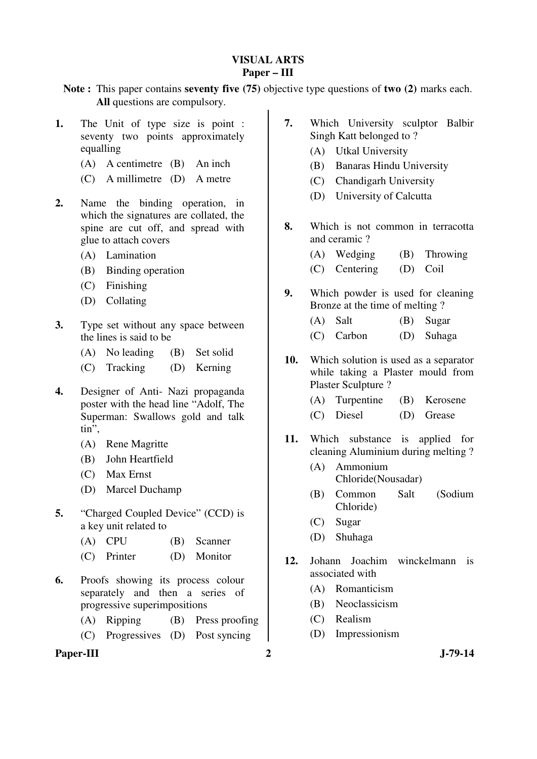# VISUAL ARTS
## Paper – III

**Note :** This paper contains **seventy five (75)** objective type questions of **two (2)** marks each. **All** questions are compulsory.

**1.** The Unit of type size is point : seventy two points approximately equalling

(A) A centimetre (B) An inch

(C) A millimetre (D) A metre

**2.** Name the binding operation, in which the signatures are collated, the spine are cut off, and spread with glue to attach covers

(A) Lamination

(B) Binding operation

(C) Finishing

(D) Collating

**3.** Type set without any space between the lines is said to be

(A) No leading (B) Set solid

(C) Tracking (D) Kerning

**4.** Designer of Anti- Nazi propaganda poster with the head line "Adolf, The Superman: Swallows gold and talk tin",

(A) Rene Magritte

(B) John Heartfield

(C) Max Ernst

(D) Marcel Duchamp

**5.** "Charged Coupled Device" (CCD) is a key unit related to

(A) CPU (B) Scanner

(C) Printer (D) Monitor

**6.** Proofs showing its process colour separately and then a series of progressive superimpositions

(A) Ripping (B) Press proofing

(C) Progressives (D) Post syncing

**7.** Which University sculptor Balbir Singh Katt belonged to ?

(A) Utkal University

(B) Banaras Hindu University

(C) Chandigarh University

(D) University of Calcutta

**8.** Which is not common in terracotta and ceramic ?

(A) Wedging (B) Throwing

(C) Centering (D) Coil

**9.** Which powder is used for cleaning Bronze at the time of melting ?

(A) Salt (B) Sugar

(C) Carbon (D) Suhaga

**10.** Which solution is used as a separator while taking a Plaster mould from Plaster Sculpture ?

(A) Turpentine (B) Kerosene

(C) Diesel (D) Grease

**11.** Which substance is applied for cleaning Aluminium during melting ?

(A) Ammonium Chloride(Nousadar)

(B) Common Salt (Sodium Chloride)

(C) Sugar

(D) Shuhaga

**12.** Johann Joachim winckelmann is associated with

(A) Romanticism

(B) Neoclassicism

(C) Realism

(D) Impressionism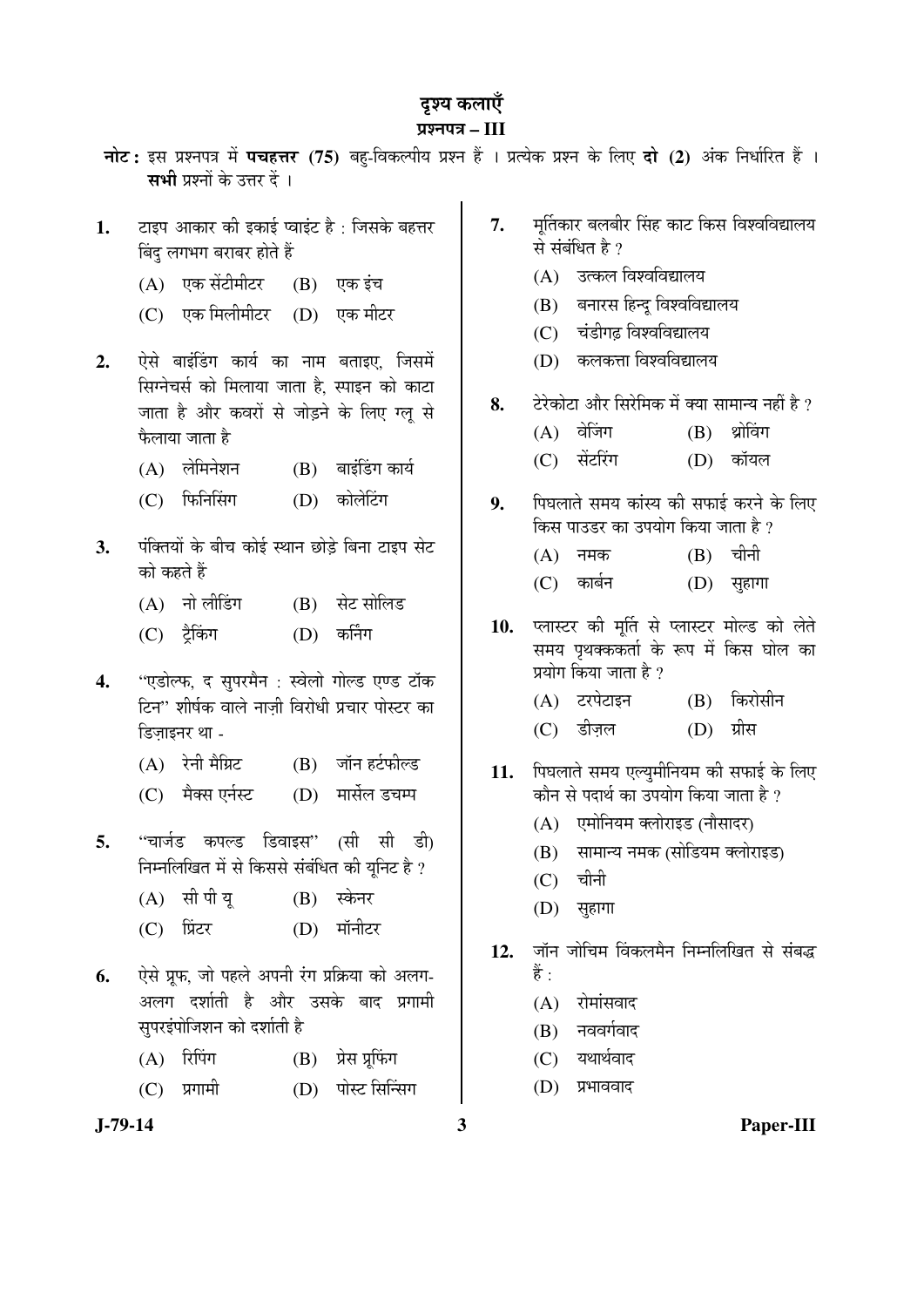# दृश्य कलाएँ

## प्रश्नपत्र – III

**नोट :** इस प्रश्नपत्र में **पचहत्तर (75)** बहु-विकल्पीय प्रश्न हैं । प्रत्येक प्रश्न के लिए **दो (2)** अंक निर्धारित हैं । **सभी** प्रश्नों के उत्तर दें ।

**1.** टाइप आकार की इकाई प्वाइंट है : जिसके बहत्तर बिंदु लगभग बराबर होते हैं

(A) एक सेंटीमीटर (B) एक इंच

(C) एक मिलीमीटर (D) एक मीटर

**2.** ऐसे बाईंडिंग कार्य का नाम बताइए, जिसमें सिग्नेचर्स को मिलाया जाता है, स्पाइन को काटा जाता है और कवरों से जोड़ने के लिए ग्लू से फैलाया जाता है

(A) लेमिनेशन (B) बाइंडिंग कार्य

(C) फिनिसिंग (D) कोलेटिंग

**3.** पंक्तियों के बीच कोई स्थान छोड़े बिना टाइप सेट को कहते हैं

(A) नो लीडिंग (B) सेट सोलिड

(C) ट्रैकिंग (D) कर्निंग

**4.** "एडोल्फ, द सुपरमैन : स्वेलो गोल्ड एण्ड टॉक टिन" शीर्षक वाले नाज़ी विरोधी प्रचार पोस्टर का डिज़ाइनर था -

(A) रेनी मैग्रिट (B) जॉन हर्टफील्ड

(C) मैक्स एर्नस्ट (D) मार्सेल डचम्प

**5.** "चार्जड कपल्ड डिवाइस" (सी सी डी) निम्नलिखित में से किससे संबंधित की यूनिट है ?

(A) सी पी यू (B) स्केनर

(C) प्रिंटर (D) मॉनीटर

**6.** ऐसे प्रूफ, जो पहले अपनी रंग प्रक्रिया को अलग-अलग दर्शाती है और उसके बाद प्रगामी सुपरइंपोजिशन को दर्शाती है

(A) रिपिंग (B) प्रेस प्रूफिंग

(C) प्रगामी (D) पोस्ट सिन्सिंग

**7.** मूर्तिकार बलबीर सिंह काट किस विश्वविद्यालय से संबंधित है ?

(A) उत्कल विश्वविद्यालय

(B) बनारस हिन्दू विश्वविद्यालय

(C) चंडीगढ़ विश्वविद्यालय

(D) कलकत्ता विश्वविद्यालय

**8.** टेरेकोटा और सिरेमिक में क्या सामान्य नहीं है ?

(A) वेजिंग (B) थ्रोविंग

(C) सेंटरिंग (D) कॉयल

**9.** पिघलाते समय कांस्य की सफाई करने के लिए किस पाउडर का उपयोग किया जाता है ?

(A) नमक (B) चीनी

(C) कार्बन (D) सुहागा

**10.** प्लास्टर की मूर्ति से प्लास्टर मोल्ड को लेते समय पृथक्ककर्ता के रूप में किस घोल का प्रयोग किया जाता है ?

(A) टरपेटाइन (B) किरोसीन

(C) डीज़ल (D) ग्रीस

**11.** पिघलाते समय एल्युमीनियम की सफाई के लिए कौन से पदार्थ का उपयोग किया जाता है ?

(A) एमोनियम क्लोराइड (नौसादर)

(B) सामान्य नमक (सोडियम क्लोराइड)

(C) चीनी

(D) सुहागा

**12.** जॉन जोचिम विंकलमैन निम्नलिखित से संबद्ध हैं :

(A) रोमांसवाद

(B) नववर्गवाद

(C) यथार्थवाद

(D) प्रभाववाद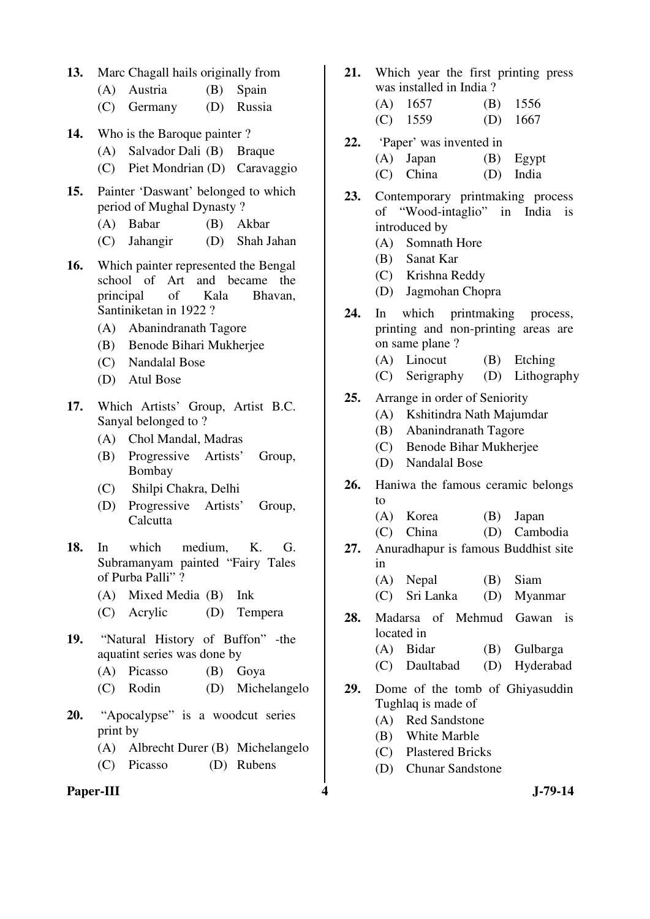13. Marc Chagall hails originally from
    (A) Austria (B) Spain
    (C) Germany (D) Russia

14. Who is the Baroque painter ?
    (A) Salvador Dali (B) Braque
    (C) Piet Mondrian (D) Caravaggio

15. Painter 'Daswant' belonged to which period of Mughal Dynasty ?
    (A) Babar (B) Akbar
    (C) Jahangir (D) Shah Jahan

16. Which painter represented the Bengal school of Art and became the principal of Kala Bhavan, Santiniketan in 1922 ?
    (A) Abanindranath Tagore
    (B) Benode Bihari Mukherjee
    (C) Nandalal Bose
    (D) Atul Bose

17. Which Artists' Group, Artist B.C. Sanyal belonged to ?
    (A) Chol Mandal, Madras
    (B) Progressive Artists' Group, Bombay
    (C) Shilpi Chakra, Delhi
    (D) Progressive Artists' Group, Calcutta

18. In which medium, K. G. Subramanyam painted "Fairy Tales of Purba Palli" ?
    (A) Mixed Media (B) Ink
    (C) Acrylic (D) Tempera

19. "Natural History of Buffon" -the aquatint series was done by
    (A) Picasso (B) Goya
    (C) Rodin (D) Michelangelo

20. "Apocalypse" is a woodcut series print by
    (A) Albrecht Durer (B) Michelangelo
    (C) Picasso (D) Rubens

21. Which year the first printing press was installed in India ?
    (A) 1657 (B) 1556
    (C) 1559 (D) 1667

22. 'Paper' was invented in
    (A) Japan (B) Egypt
    (C) China (D) India

23. Contemporary printmaking process of "Wood-intaglio" in India is introduced by
    (A) Somnath Hore
    (B) Sanat Kar
    (C) Krishna Reddy
    (D) Jagmohan Chopra

24. In which printmaking process, printing and non-printing areas are on same plane ?
    (A) Linocut (B) Etching
    (C) Serigraphy (D) Lithography

25. Arrange in order of Seniority
    (A) Kshitindra Nath Majumdar
    (B) Abanindranath Tagore
    (C) Benode Bihar Mukherjee
    (D) Nandalal Bose

26. Haniwa the famous ceramic belongs to
    (A) Korea (B) Japan
    (C) China (D) Cambodia

27. Anuradhapur is famous Buddhist site in
    (A) Nepal (B) Siam
    (C) Sri Lanka (D) Myanmar

28. Madarsa of Mehmud Gawan is located in
    (A) Bidar (B) Gulbarga
    (C) Daultabad (D) Hyderabad

29. Dome of the tomb of Ghiyasuddin Tughlaq is made of
    (A) Red Sandstone
    (B) White Marble
    (C) Plastered Bricks
    (D) Chunar Sandstone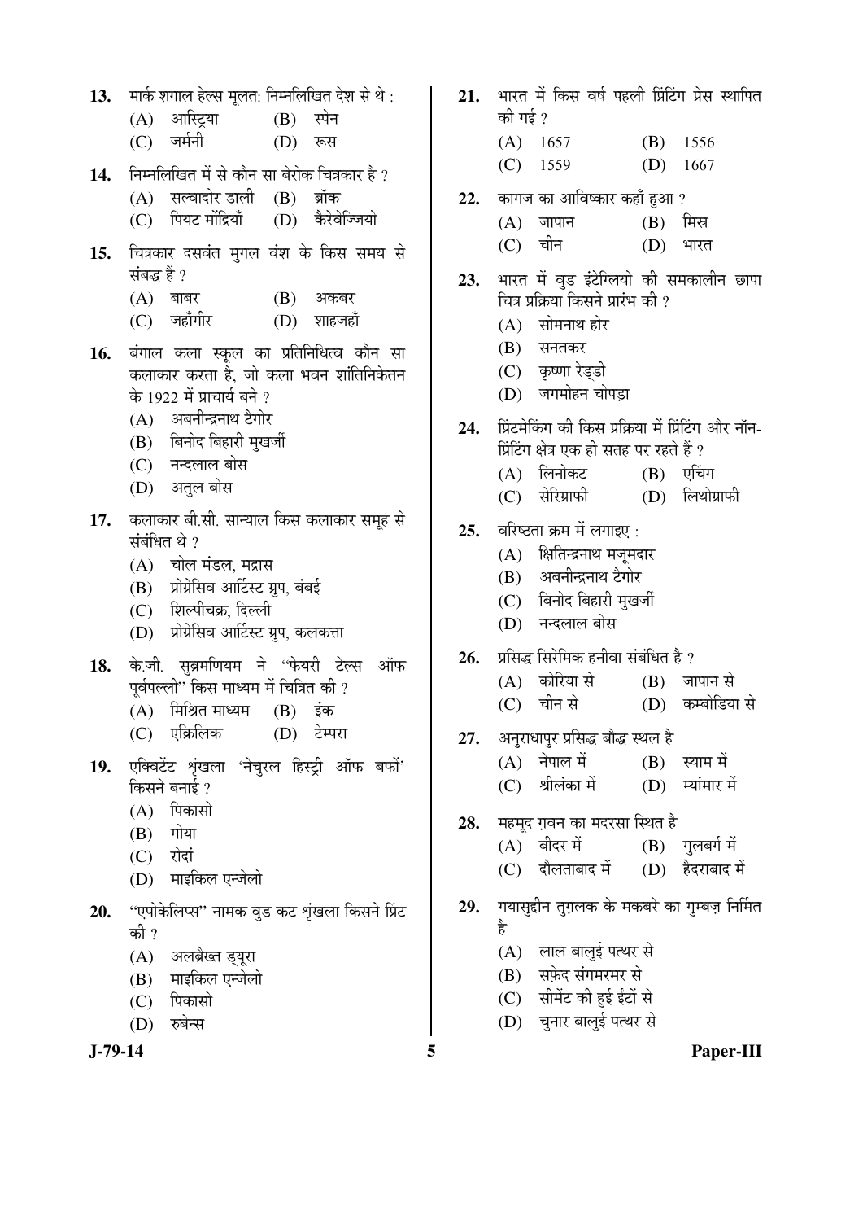13. मार्क शगाल हेल्स मूलत: निम्नलिखित देश से थे :

(A) आस्ट्रिया (B) स्पेन
(C) जर्मनी (D) रूस

14. निम्नलिखित में से कौन सा बेरोक चित्रकार है ?

(A) सल्वादोर डाली (B) ब्रॉक
(C) पियट मोंद्रियाँ (D) कैरेवेज्जियो

15. चित्रकार दसवंत मुगल वंश के किस समय से संबद्ध हैं ?

(A) बाबर (B) अकबर
(C) जहाँगीर (D) शाहजहाँ

16. बंगाल कला स्कूल का प्रतिनिधित्व कौन सा कलाकार करता है, जो कला भवन शांतिनिकेतन के 1922 में प्राचार्य बने ?

(A) अबनीन्द्रनाथ टैगोर
(B) बिनोद बिहारी मुखर्जी
(C) नन्दलाल बोस
(D) अतुल बोस

17. कलाकार बी.सी. सान्याल किस कलाकार समूह से संबंधित थे ?

(A) चोल मंडल, मद्रास
(B) प्रोग्रेसिव आर्टिस्ट ग्रुप, बंबई
(C) शिल्पीचक्र, दिल्ली
(D) प्रोग्रेसिव आर्टिस्ट ग्रुप, कलकत्ता

18. के.जी. सुब्रमणियम ने "फेयरी टेल्स ऑफ पूर्वपल्ली" किस माध्यम में चित्रित की ?

(A) मिश्रित माध्यम (B) इंक
(C) एक्रिलिक (D) टेम्परा

19. एक्विटेंट श्रृंखला 'नेचुरल हिस्ट्री ऑफ बफों' किसने बनाई ?

(A) पिकासो
(B) गोया
(C) रोदां
(D) माइकिल एन्जेलो

20. "एपोकेलिप्स" नामक वुड कट श्रृंखला किसने प्रिंट की ?

(A) अलब्रैख्त ड्यूरा
(B) माइकिल एन्जेलो
(C) पिकासो
(D) रुबेन्स

21. भारत में किस वर्ष पहली प्रिंटिंग प्रेस स्थापित की गई ?

(A) 1657 (B) 1556
(C) 1559 (D) 1667

22. कागज का आविष्कार कहाँ हुआ ?

(A) जापान (B) मिस्र
(C) चीन (D) भारत

23. भारत में वुड इंटेग्लियो की समकालीन छापा चित्र प्रक्रिया किसने प्रारंभ की ?

(A) सोमनाथ होर
(B) सनतकर
(C) कृष्णा रेड्डी
(D) जगमोहन चोपड़ा

24. प्रिंटमेकिंग की किस प्रक्रिया में प्रिंटिंग और नॉन-प्रिंटिंग क्षेत्र एक ही सतह पर रहते हैं ?

(A) लिनोकट (B) एचिंग
(C) सेरिग्राफी (D) लिथोग्राफी

25. वरिष्ठता क्रम में लगाइए :

(A) क्षितिन्द्रनाथ मजूमदार
(B) अबनीन्द्रनाथ टैगोर
(C) बिनोद बिहारी मुखर्जी
(D) नन्दलाल बोस

26. प्रसिद्ध सिरेमिक हनीवा संबंधित है ?

(A) कोरिया से (B) जापान से
(C) चीन से (D) कम्बोडिया से

27. अनुराधापुर प्रसिद्ध बौद्ध स्थल है

(A) नेपाल में (B) स्याम में
(C) श्रीलंका में (D) म्यांमार में

28. महमूद ग़वन का मदरसा स्थित है

(A) बीदर में (B) गुलबर्ग में
(C) दौलताबाद में (D) हैदराबाद में

29. गयासुद्दीन तुग़लक के मकबरे का गुम्बज़ निर्मित है

(A) लाल बालुई पत्थर से
(B) सफ़ेद संगमरमर से
(C) सीमेंट की हुई ईंटों से
(D) चुनार बालुई पत्थर से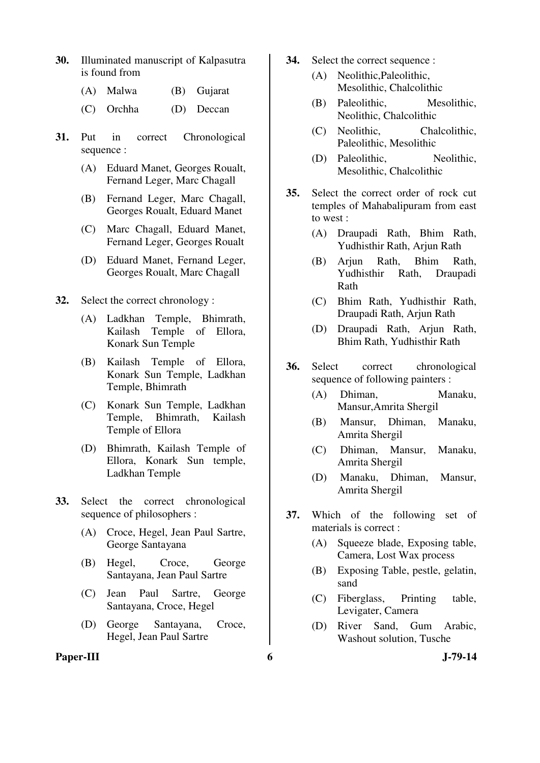30. Illuminated manuscript of Kalpasutra is found from

    (A) Malwa
    (B) Gujarat
    (C) Orchha
    (D) Deccan

31. Put in correct Chronological sequence :

    (A) Eduard Manet, Georges Roualt, Fernand Leger, Marc Chagall
    (B) Fernand Leger, Marc Chagall, Georges Roualt, Eduard Manet
    (C) Marc Chagall, Eduard Manet, Fernand Leger, Georges Roualt
    (D) Eduard Manet, Fernand Leger, Georges Roualt, Marc Chagall

32. Select the correct chronology :

    (A) Ladkhan Temple, Bhimrath, Kailash Temple of Ellora, Konark Sun Temple
    (B) Kailash Temple of Ellora, Konark Sun Temple, Ladkhan Temple, Bhimrath
    (C) Konark Sun Temple, Ladkhan Temple, Bhimrath, Kailash Temple of Ellora
    (D) Bhimrath, Kailash Temple of Ellora, Konark Sun temple, Ladkhan Temple

33. Select the correct chronological sequence of philosophers :

    (A) Croce, Hegel, Jean Paul Sartre, George Santayana
    (B) Hegel, Croce, George Santayana, Jean Paul Sartre
    (C) Jean Paul Sartre, George Santayana, Croce, Hegel
    (D) George Santayana, Croce, Hegel, Jean Paul Sartre

34. Select the correct sequence :

    (A) Neolithic,Paleolithic, Mesolithic, Chalcolithic
    (B) Paleolithic, Mesolithic, Neolithic, Chalcolithic
    (C) Neolithic, Chalcolithic, Paleolithic, Mesolithic
    (D) Paleolithic, Neolithic, Mesolithic, Chalcolithic

35. Select the correct order of rock cut temples of Mahabalipuram from east to west :

    (A) Draupadi Rath, Bhim Rath, Yudhisthir Rath, Arjun Rath
    (B) Arjun Rath, Bhim Rath, Yudhisthir Rath, Draupadi Rath
    (C) Bhim Rath, Yudhisthir Rath, Draupadi Rath, Arjun Rath
    (D) Draupadi Rath, Arjun Rath, Bhim Rath, Yudhisthir Rath

36. Select correct chronological sequence of following painters :

    (A) Dhiman, Manaku, Mansur,Amrita Shergil
    (B) Mansur, Dhiman, Manaku, Amrita Shergil
    (C) Dhiman, Mansur, Manaku, Amrita Shergil
    (D) Manaku, Dhiman, Mansur, Amrita Shergil

37. Which of the following set of materials is correct :

    (A) Squeeze blade, Exposing table, Camera, Lost Wax process
    (B) Exposing Table, pestle, gelatin, sand
    (C) Fiberglass, Printing table, Levigater, Camera
    (D) River Sand, Gum Arabic, Washout solution, Tusche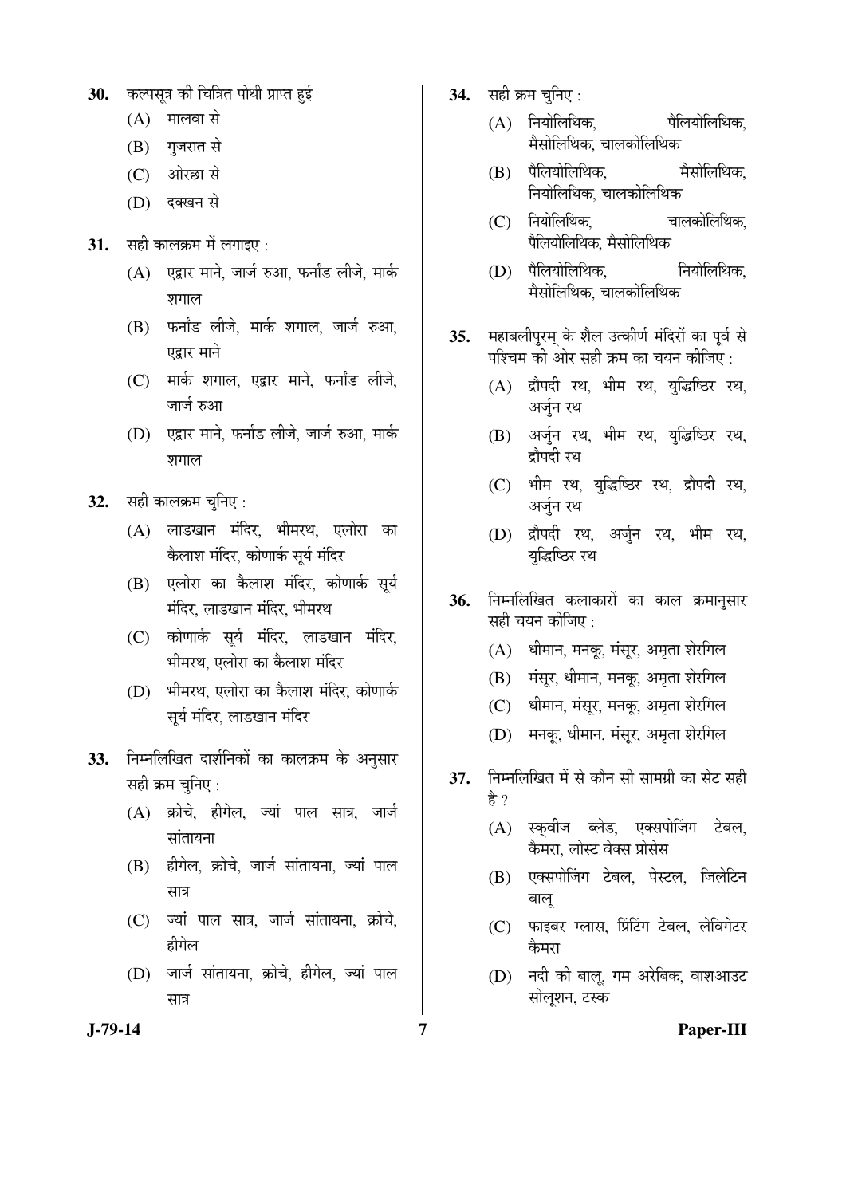30. कल्पसूत्र की चित्रित पोथी प्राप्त हुई
   (A) मालवा से
   (B) गुजरात से
   (C) ओरछा से
   (D) दक्खन से

31. सही कालक्रम में लगाइए :
   (A) एद्वार माने, जार्ज रुआ, फर्नांड लीजे, मार्क शगाल
   (B) फर्नांड लीजे, मार्क शगाल, जार्ज रुआ, एद्वार माने
   (C) मार्क शगाल, एद्वार माने, फर्नांड लीजे, जार्ज रुआ
   (D) एद्वार माने, फर्नांड लीजे, जार्ज रुआ, मार्क शगाल

32. सही कालक्रम चुनिए :
   (A) लाडखान मंदिर, भीमरथ, एलोरा का कैलाश मंदिर, कोणार्क सूर्य मंदिर
   (B) एलोरा का कैलाश मंदिर, कोणार्क सूर्य मंदिर, लाडखान मंदिर, भीमरथ
   (C) कोणार्क सूर्य मंदिर, लाडखान मंदिर, भीमरथ, एलोरा का कैलाश मंदिर
   (D) भीमरथ, एलोरा का कैलाश मंदिर, कोणार्क सूर्य मंदिर, लाडखान मंदिर

33. निम्नलिखित दार्शनिकों का कालक्रम के अनुसार सही क्रम चुनिए :
   (A) क्रोचे, हीगेल, ज्यां पाल सात्र, जार्ज सांतायना
   (B) हीगेल, क्रोचे, जार्ज सांतायना, ज्यां पाल सात्र
   (C) ज्यां पाल सात्र, जार्ज सांतायना, क्रोचे, हीगेल
   (D) जार्ज सांतायना, क्रोचे, हीगेल, ज्यां पाल सात्र

34. सही क्रम चुनिए :
   (A) नियोलिथिक, पैलियोलिथिक, मैसोलिथिक, चालकोलिथिक
   (B) पैलियोलिथिक, मैसोलिथिक, नियोलिथिक, चालकोलिथिक
   (C) नियोलिथिक, चालकोलिथिक, पैलियोलिथिक, मैसोलिथिक
   (D) पैलियोलिथिक, नियोलिथिक, मैसोलिथिक, चालकोलिथिक

35. महाबलीपुरम् के शैल उत्कीर्ण मंदिरों का पूर्व से पश्चिम की ओर सही क्रम का चयन कीजिए :
   (A) द्रौपदी रथ, भीम रथ, युद्धिष्ठिर रथ, अर्जुन रथ
   (B) अर्जुन रथ, भीम रथ, युद्धिष्ठिर रथ, द्रौपदी रथ
   (C) भीम रथ, युद्धिष्ठिर रथ, द्रौपदी रथ, अर्जुन रथ
   (D) द्रौपदी रथ, अर्जुन रथ, भीम रथ, युद्धिष्ठिर रथ

36. निम्नलिखित कलाकारों का काल क्रमानुसार सही चयन कीजिए :
   (A) धीमान, मनकू, मंसूर, अमृता शेरगिल
   (B) मंसूर, धीमान, मनकू, अमृता शेरगिल
   (C) धीमान, मंसूर, मनकू, अमृता शेरगिल
   (D) मनकू, धीमान, मंसूर, अमृता शेरगिल

37. निम्नलिखित में से कौन सी सामग्री का सेट सही है ?
   (A) स्क्वीज ब्लेड, एक्सपोजिंग टेबल, कैमरा, लोस्ट वेक्स प्रोसेस
   (B) एक्सपोजिंग टेबल, पेस्टल, जिलेटिन बालू
   (C) फाइबर ग्लास, प्रिंटिंग टेबल, लेविगेटर कैमरा
   (D) नदी की बालू, गम अरेबिक, वाशआउट सोलूशन, टस्क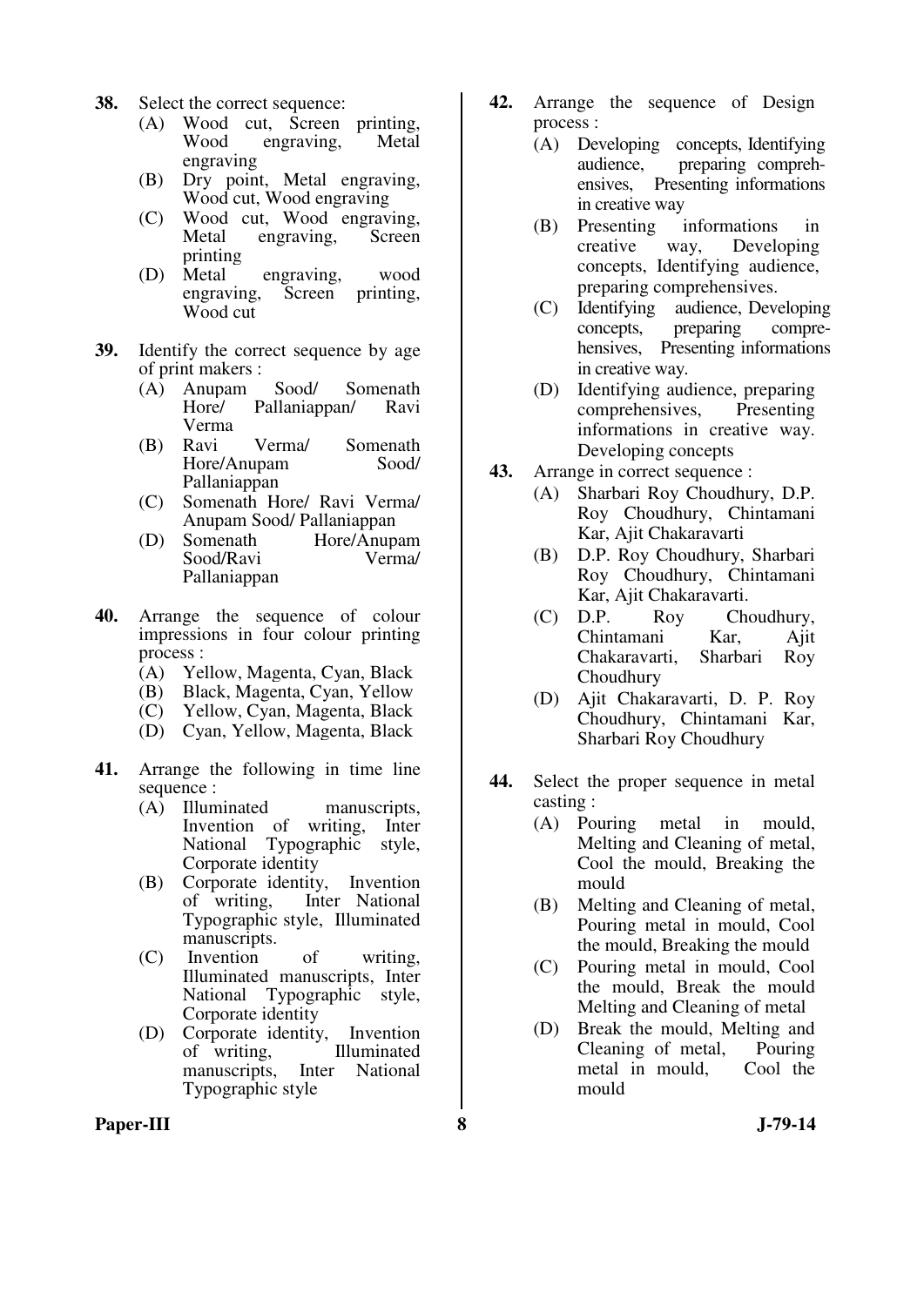**38.** Select the correct sequence:

(A) Wood cut, Screen printing, Wood engraving, Metal engraving

(B) Dry point, Metal engraving, Wood cut, Wood engraving

(C) Wood cut, Wood engraving, Metal engraving, Screen printing

(D) Metal engraving, wood engraving, Screen printing, Wood cut

**39.** Identify the correct sequence by age of print makers :

(A) Anupam Sood/ Somenath Hore/ Pallaniappan/ Ravi Verma

(B) Ravi Verma/ Somenath Hore/Anupam Sood/ Pallaniappan

(C) Somenath Hore/ Ravi Verma/ Anupam Sood/ Pallaniappan

(D) Somenath Hore/Anupam Sood/Ravi Verma/ Pallaniappan

**40.** Arrange the sequence of colour impressions in four colour printing process :

(A) Yellow, Magenta, Cyan, Black

(B) Black, Magenta, Cyan, Yellow

(C) Yellow, Cyan, Magenta, Black

(D) Cyan, Yellow, Magenta, Black

**41.** Arrange the following in time line sequence :

(A) Illuminated manuscripts, Invention of writing, Inter National Typographic style, Corporate identity

(B) Corporate identity, Invention of writing, Inter National Typographic style, Illuminated manuscripts.

(C) Invention of writing, Illuminated manuscripts, Inter National Typographic style, Corporate identity

(D) Corporate identity, Invention of writing, Illuminated manuscripts, Inter National Typographic style

**42.** Arrange the sequence of Design process :

(A) Developing concepts, Identifying audience, preparing comprehensives, Presenting informations in creative way

(B) Presenting informations in creative way, Developing concepts, Identifying audience, preparing comprehensives.

(C) Identifying audience, Developing concepts, preparing comprehensives, Presenting informations in creative way.

(D) Identifying audience, preparing comprehensives, Presenting informations in creative way. Developing concepts

**43.** Arrange in correct sequence :

(A) Sharbari Roy Choudhury, D.P. Roy Choudhury, Chintamani Kar, Ajit Chakaravarti

(B) D.P. Roy Choudhury, Sharbari Roy Choudhury, Chintamani Kar, Ajit Chakaravarti.

(C) D.P. Roy Choudhury, Chintamani Kar, Ajit Chakaravarti, Sharbari Roy Choudhury

(D) Ajit Chakaravarti, D. P. Roy Choudhury, Chintamani Kar, Sharbari Roy Choudhury

**44.** Select the proper sequence in metal casting :

(A) Pouring metal in mould, Melting and Cleaning of metal, Cool the mould, Breaking the mould

(B) Melting and Cleaning of metal, Pouring metal in mould, Cool the mould, Breaking the mould

(C) Pouring metal in mould, Cool the mould, Break the mould Melting and Cleaning of metal

(D) Break the mould, Melting and Cleaning of metal, Pouring metal in mould, Cool the mould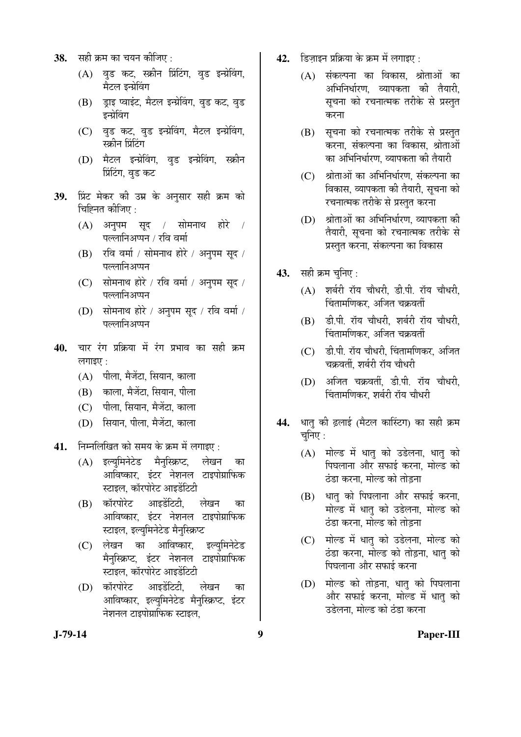**38.** सही क्रम का चयन कीजिए :

(A) वुड कट, स्क्रीन प्रिंटिंग, वुड इन्ग्रेविंग, मैटल इन्ग्रेविंग

(B) ड्राइ प्वाइंट, मैटल इन्ग्रेविंग, वुड कट, वुड इन्ग्रेविंग

(C) वुड कट, वुड इन्ग्रेविंग, मैटल इन्ग्रेविंग, स्क्रीन प्रिंटिंग

(D) मैटल इन्ग्रेविंग, वुड इन्ग्रेविंग, स्क्रीन प्रिंटिंग, वुड कट

**39.** प्रिंट मेकर की उम्र के अनुसार सही क्रम को चिह्नित कीजिए :

(A) अनुपम सूद / सोमनाथ होरे / पल्लानिअप्पन / रवि वर्मा

(B) रवि वर्मा / सोमनाथ होरे / अनुपम सूद / पल्लानिअप्पन

(C) सोमनाथ होरे / रवि वर्मा / अनुपम सूद / पल्लानिअप्पन

(D) सोमनाथ होरे / अनुपम सूद / रवि वर्मा / पल्लानिअप्पन

**40.** चार रंग प्रक्रिया में रंग प्रभाव का सही क्रम लगाइए :

(A) पीला, मैजेंटा, सियान, काला

(B) काला, मैजेंटा, सियान, पीला

(C) पीला, सियान, मैजेंटा, काला

(D) सियान, पीला, मैजेंटा, काला

**41.** निम्नलिखित को समय के क्रम में लगाइए :

(A) इल्युमिनेटेड मैनुस्क्रिप्ट, लेखन का आविष्कार, इंटर नेशनल टाइपोग्राफिक स्टाइल, कॉरपोरेट आइडेंटिटी

(B) कॉरपोरेट आइडेंटिटी, लेखन का आविष्कार, इंटर नेशनल टाइपोग्राफिक स्टाइल, इल्युमिनेटेड मैनुस्क्रिप्ट

(C) लेखन का आविष्कार, इल्युमिनेटेड मैनुस्क्रिप्ट, इंटर नेशनल टाइपोग्राफिक स्टाइल, कॉरपोरेट आइडेंटिटी

(D) कॉरपोरेट आइडेंटिटी, लेखन का आविष्कार, इल्युमिनेटेड मैनुस्क्रिप्ट, इंटर नेशनल टाइपोग्राफिक स्टाइल,

**42.** डिज़ाइन प्रक्रिया के क्रम में लगाइए :

(A) संकल्पना का विकास, श्रोताओं का अभिनिर्धारण, व्यापकता की तैयारी, सूचना को रचनात्मक तरीके से प्रस्तुत करना

(B) सूचना को रचनात्मक तरीके से प्रस्तुत करना, संकल्पना का विकास, श्रोताओं का अभिनिर्धारण, व्यापकता की तैयारी

(C) श्रोताओं का अभिनिर्धारण, संकल्पना का विकास, व्यापकता की तैयारी, सूचना को रचनात्मक तरीके से प्रस्तुत करना

(D) श्रोताओं का अभिनिर्धारण, व्यापकता की तैयारी, सूचना को रचनात्मक तरीके से प्रस्तुत करना, संकल्पना का विकास

**43.** सही क्रम चुनिए :

(A) शर्बरी रॉय चौधरी, डी.पी. रॉय चौधरी, चिंतामणिकर, अजित चक्रवर्ती

(B) डी.पी. रॉय चौधरी, शर्बरी रॉय चौधरी, चिंतामणिकर, अजित चक्रवर्ती

(C) डी.पी. रॉय चौधरी, चिंतामणिकर, अजित चक्रवर्ती, शर्बरी रॉय चौधरी

(D) अजित चक्रवर्ती, डी.पी. रॉय चौधरी, चिंतामणिकर, शर्बरी रॉय चौधरी

**44.** धातु की ढ़लाई (मैटल कास्टिंग) का सही क्रम चुनिए :

(A) मोल्ड में धातु को उडेलना, धातु को पिघलाना और सफाई करना, मोल्ड को ठंडा करना, मोल्ड को तोड़ना

(B) धातु को पिघलाना और सफाई करना, मोल्ड में धातु को उडेलना, मोल्ड को ठंडा करना, मोल्ड को तोड़ना

(C) मोल्ड में धातु को उडेलना, मोल्ड को ठंडा करना, मोल्ड को तोड़ना, धातु को पिघलाना और सफाई करना

(D) मोल्ड को तोड़ना, धातु को पिघलाना और सफाई करना, मोल्ड में धातु को उडेलना, मोल्ड को ठंडा करना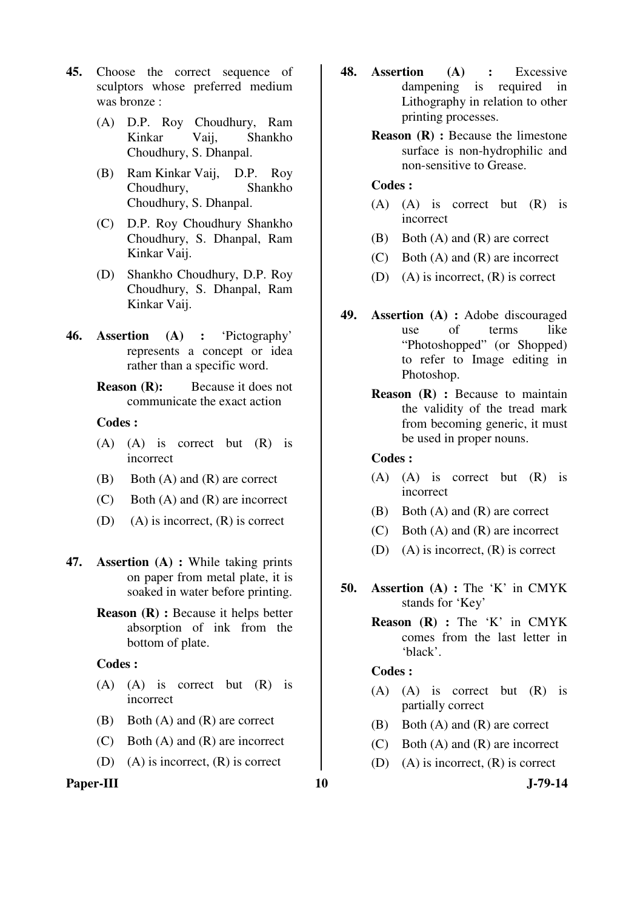45. Choose the correct sequence of sculptors whose preferred medium was bronze :

    (A) D.P. Roy Choudhury, Ram Kinkar Vaij, Shankho Choudhury, S. Dhanpal.

    (B) Ram Kinkar Vaij, D.P. Roy Choudhury, Shankho Choudhury, S. Dhanpal.

    (C) D.P. Roy Choudhury Shankho Choudhury, S. Dhanpal, Ram Kinkar Vaij.

    (D) Shankho Choudhury, D.P. Roy Choudhury, S. Dhanpal, Ram Kinkar Vaij.

46. **Assertion (A) :** 'Pictography' represents a concept or idea rather than a specific word.

    **Reason (R):** Because it does not communicate the exact action

    **Codes :**

    (A) (A) is correct but (R) is incorrect

    (B) Both (A) and (R) are correct

    (C) Both (A) and (R) are incorrect

    (D) (A) is incorrect, (R) is correct

47. **Assertion (A) :** While taking prints on paper from metal plate, it is soaked in water before printing.

    **Reason (R) :** Because it helps better absorption of ink from the bottom of plate.

    **Codes :**

    (A) (A) is correct but (R) is incorrect

    (B) Both (A) and (R) are correct

    (C) Both (A) and (R) are incorrect

    (D) (A) is incorrect, (R) is correct

48. **Assertion (A) :** Excessive dampening is required in Lithography in relation to other printing processes.

    **Reason (R) :** Because the limestone surface is non-hydrophilic and non-sensitive to Grease.

    **Codes :**

    (A) (A) is correct but (R) is incorrect

    (B) Both (A) and (R) are correct

    (C) Both (A) and (R) are incorrect

    (D) (A) is incorrect, (R) is correct

49. **Assertion (A) :** Adobe discouraged use of terms like "Photoshopped" (or Shopped) to refer to Image editing in Photoshop.

    **Reason (R) :** Because to maintain the validity of the tread mark from becoming generic, it must be used in proper nouns.

    **Codes :**

    (A) (A) is correct but (R) is incorrect

    (B) Both (A) and (R) are correct

    (C) Both (A) and (R) are incorrect

    (D) (A) is incorrect, (R) is correct

50. **Assertion (A) :** The 'K' in CMYK stands for 'Key'

    **Reason (R) :** The 'K' in CMYK comes from the last letter in 'black'.

    **Codes :**

    (A) (A) is correct but (R) is partially correct

    (B) Both (A) and (R) are correct

    (C) Both (A) and (R) are incorrect

    (D) (A) is incorrect, (R) is correct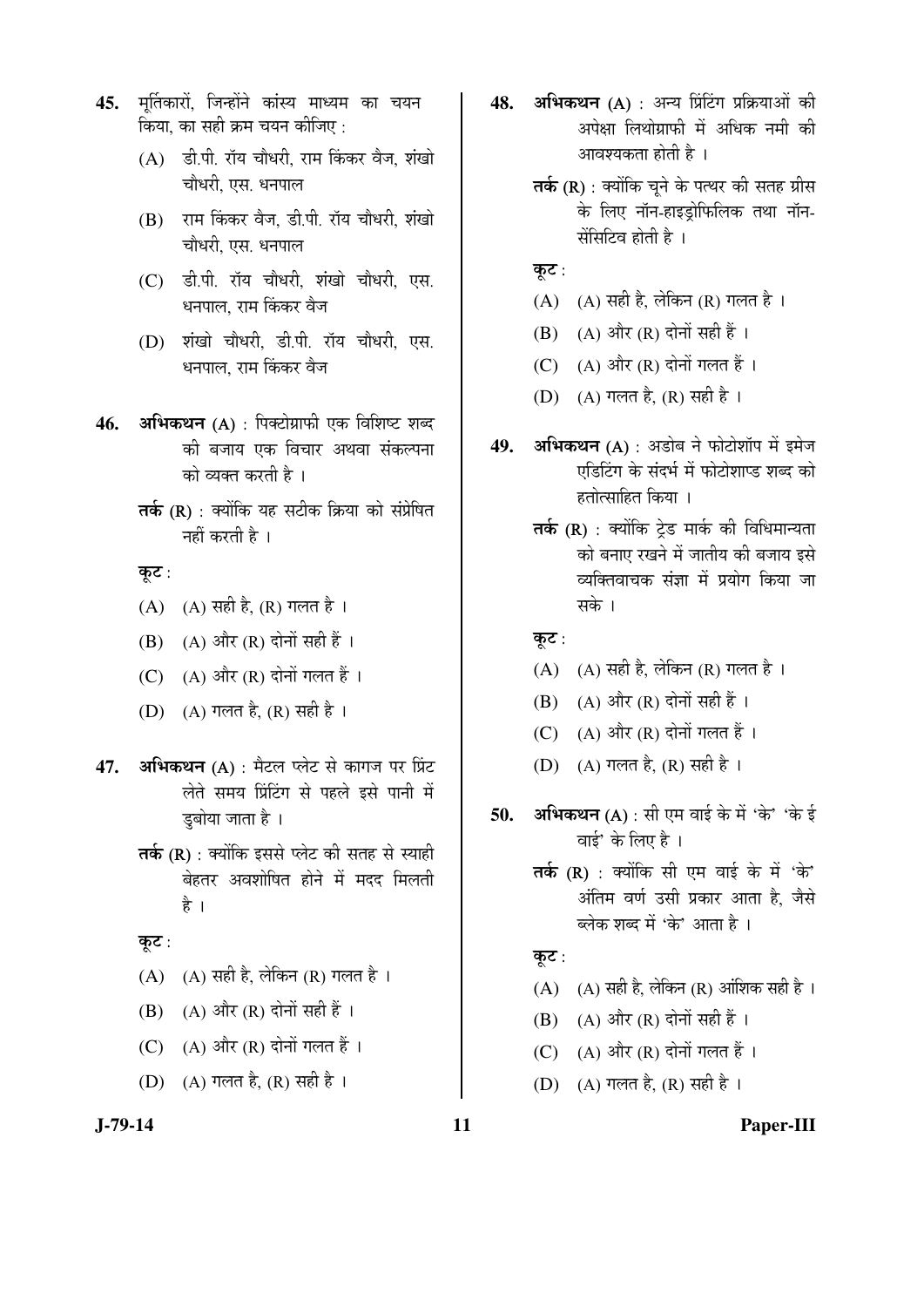45. मूर्तिकारों, जिन्होंने कांस्य माध्यम का चयन किया, का सही क्रम चयन कीजिए :

(A) डी.पी. रॉय चौधरी, राम किंकर वैज, शंखो चौधरी, एस. धनपाल

(B) राम किंकर वैज, डी.पी. रॉय चौधरी, शंखो चौधरी, एस. धनपाल

(C) डी.पी. रॉय चौधरी, शंखो चौधरी, एस. धनपाल, राम किंकर वैज

(D) शंखो चौधरी, डी.पी. रॉय चौधरी, एस. धनपाल, राम किंकर वैज

46. **अभिकथन (A)** : पिक्टोग्राफी एक विशिष्ट शब्द की बजाय एक विचार अथवा संकल्पना को व्यक्त करती है ।

**तर्क (R)** : क्योंकि यह सटीक क्रिया को संप्रेषित नहीं करती है ।

**कूट** :

(A) (A) सही है, (R) गलत है ।

(B) (A) और (R) दोनों सही हैं ।

(C) (A) और (R) दोनों गलत हैं ।

(D) (A) गलत है, (R) सही है ।

47. **अभिकथन (A)** : मैटल प्लेट से कागज पर प्रिंट लेते समय प्रिंटिंग से पहले इसे पानी में डुबोया जाता है ।

**तर्क (R)** : क्योंकि इससे प्लेट की सतह से स्याही बेहतर अवशोषित होने में मदद मिलती है ।

**कूट** :

(A) (A) सही है, लेकिन (R) गलत है ।

(B) (A) और (R) दोनों सही हैं ।

(C) (A) और (R) दोनों गलत हैं ।

(D) (A) गलत है, (R) सही है ।

48. **अभिकथन (A)** : अन्य प्रिंटिंग प्रक्रियाओं की अपेक्षा लिथोग्राफी में अधिक नमी की आवश्यकता होती है ।

**तर्क (R)** : क्योंकि चूने के पत्थर की सतह ग्रीस के लिए नॉन-हाइड्रोफिलिक तथा नॉन-सेंसिटिव होती है ।

**कूट** :

(A) (A) सही है, लेकिन (R) गलत है ।

(B) (A) और (R) दोनों सही हैं ।

(C) (A) और (R) दोनों गलत हैं ।

(D) (A) गलत है, (R) सही है ।

49. **अभिकथन (A)** : अडोब ने फोटोशॉप में इमेज एडिटिंग के संदर्भ में फोटोशाप्ड शब्द को हतोत्साहित किया ।

**तर्क (R)** : क्योंकि ट्रेड मार्क की विधिमान्यता को बनाए रखने में जातीय की बजाय इसे व्यक्तिवाचक संज्ञा में प्रयोग किया जा सके ।

**कूट** :

(A) (A) सही है, लेकिन (R) गलत है ।

(B) (A) और (R) दोनों सही हैं ।

(C) (A) और (R) दोनों गलत हैं ।

(D) (A) गलत है, (R) सही है ।

50. **अभिकथन (A)** : सी एम वाई के में 'के' 'के ई वाई' के लिए है ।

**तर्क (R)** : क्योंकि सी एम वाई के में 'के' अंतिम वर्ण उसी प्रकार आता है, जैसे ब्लेक शब्द में 'के' आता है ।

**कूट** :

(A) (A) सही है, लेकिन (R) आंशिक सही है ।

(B) (A) और (R) दोनों सही हैं ।

(C) (A) और (R) दोनों गलत हैं ।

(D) (A) गलत है, (R) सही है ।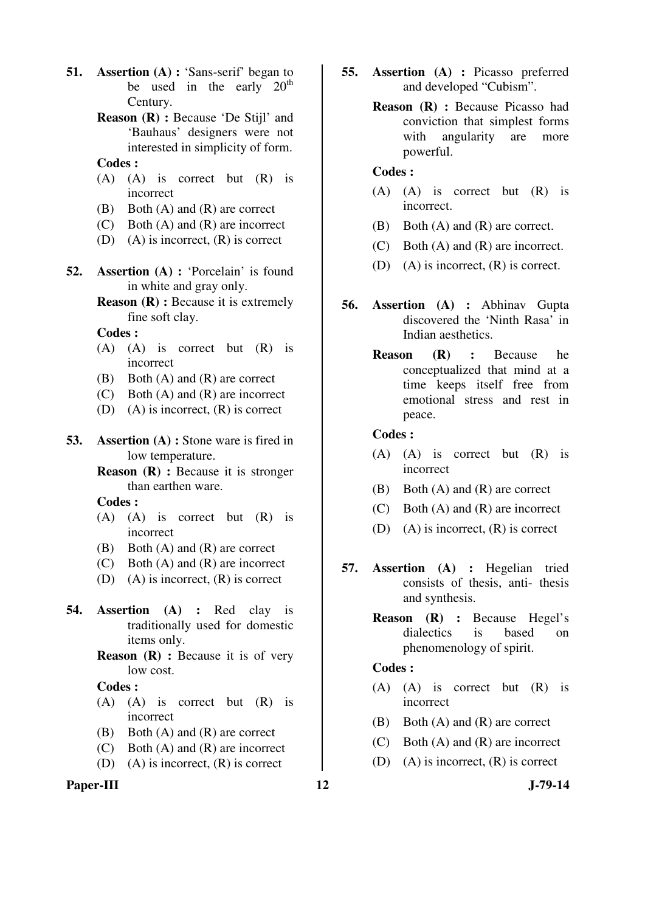**51.** **Assertion (A) :** 'Sans-serif' began to be used in the early 20th Century.

**Reason (R) :** Because 'De Stijl' and 'Bauhaus' designers were not interested in simplicity of form.

**Codes :**

(A) (A) is correct but (R) is incorrect

(B) Both (A) and (R) are correct

(C) Both (A) and (R) are incorrect

(D) (A) is incorrect, (R) is correct

**52.** **Assertion (A) :** 'Porcelain' is found in white and gray only.

**Reason (R) :** Because it is extremely fine soft clay.

**Codes :**

(A) (A) is correct but (R) is incorrect

(B) Both (A) and (R) are correct

(C) Both (A) and (R) are incorrect

(D) (A) is incorrect, (R) is correct

**53.** **Assertion (A) :** Stone ware is fired in low temperature.

**Reason (R) :** Because it is stronger than earthen ware.

**Codes :**

(A) (A) is correct but (R) is incorrect

(B) Both (A) and (R) are correct

(C) Both (A) and (R) are incorrect

(D) (A) is incorrect, (R) is correct

**54.** **Assertion (A) :** Red clay is traditionally used for domestic items only.

**Reason (R) :** Because it is of very low cost.

**Codes :**

(A) (A) is correct but (R) is incorrect

(B) Both (A) and (R) are correct

(C) Both (A) and (R) are incorrect

(D) (A) is incorrect, (R) is correct

**55.** **Assertion (A) :** Picasso preferred and developed "Cubism".

**Reason (R) :** Because Picasso had conviction that simplest forms with angularity are more powerful.

**Codes :**

(A) (A) is correct but (R) is incorrect.

(B) Both (A) and (R) are correct.

(C) Both (A) and (R) are incorrect.

(D) (A) is incorrect, (R) is correct.

**56.** **Assertion (A) :** Abhinav Gupta discovered the 'Ninth Rasa' in Indian aesthetics.

**Reason (R) :** Because he conceptualized that mind at a time keeps itself free from emotional stress and rest in peace.

**Codes :**

(A) (A) is correct but (R) is incorrect

(B) Both (A) and (R) are correct

(C) Both (A) and (R) are incorrect

(D) (A) is incorrect, (R) is correct

**57.** **Assertion (A) :** Hegelian tried consists of thesis, anti- thesis and synthesis.

**Reason (R) :** Because Hegel's dialectics is based on phenomenology of spirit.

**Codes :**

(A) (A) is correct but (R) is incorrect

(B) Both (A) and (R) are correct

(C) Both (A) and (R) are incorrect

(D) (A) is incorrect, (R) is correct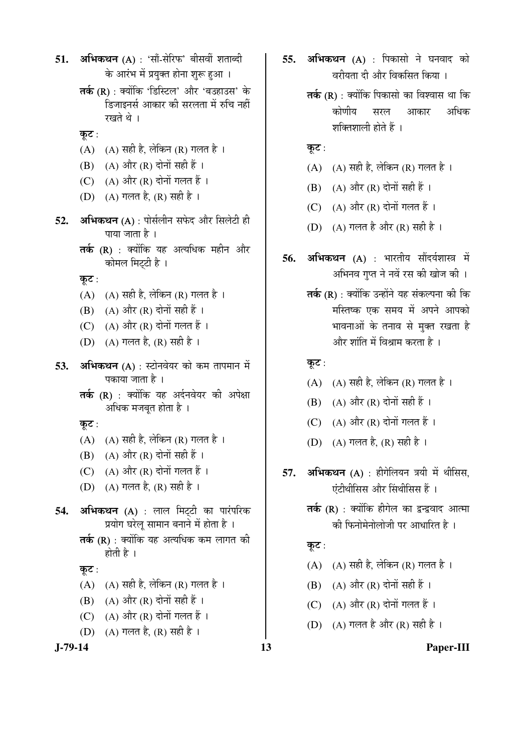**51.** **अभिकथन (A)** : 'साँ-सेरिफ' बीसवीं शताब्दी के आरंभ में प्रयुक्त होना शुरू हुआ ।

**तर्क (R)** : क्योंकि 'डिस्टिल' और 'बउहाउस' के डिजाइनर्स आकार की सरलता में रुचि नहीं रखते थे ।

**कूट** :

(A) (A) सही है, लेकिन (R) गलत है ।

(B) (A) और (R) दोनों सही हैं ।

(C) (A) और (R) दोनों गलत हैं ।

(D) (A) गलत है, (R) सही है ।

**52.** **अभिकथन (A)** : पोर्सलीन सफेद और सिलेटी ही पाया जाता है ।

**तर्क (R)** : क्योंकि यह अत्यधिक महीन और कोमल मिट्टी है ।

**कूट** :

(A) (A) सही है, लेकिन (R) गलत है ।

(B) (A) और (R) दोनों सही हैं ।

(C) (A) और (R) दोनों गलत हैं ।

(D) (A) गलत है, (R) सही है ।

**53.** **अभिकथन (A)** : स्टोनवेयर को कम तापमान में पकाया जाता है ।

**तर्क (R)** : क्योंकि यह अर्दनवेयर की अपेक्षा अधिक मजबूत होता है ।

**कूट** :

(A) (A) सही है, लेकिन (R) गलत है ।

(B) (A) और (R) दोनों सही हैं ।

(C) (A) और (R) दोनों गलत हैं ।

(D) (A) गलत है, (R) सही है ।

**54.** **अभिकथन (A)** : लाल मिट्टी का पारंपरिक प्रयोग घरेलू सामान बनाने में होता है ।

**तर्क (R)** : क्योंकि यह अत्यधिक कम लागत की होती है ।

**कूट** :

(A) (A) सही है, लेकिन (R) गलत है ।

(B) (A) और (R) दोनों सही हैं ।

(C) (A) और (R) दोनों गलत हैं ।

(D) (A) गलत है, (R) सही है ।

**55.** **अभिकथन (A)** : पिकासो ने घनवाद को वरीयता दी और विकसित किया ।

**तर्क (R)** : क्योंकि पिकासो का विश्वास था कि कोणीय सरल आकार अधिक शक्तिशाली होते हैं ।

**कूट** :

(A) (A) सही है, लेकिन (R) गलत है ।

(B) (A) और (R) दोनों सही हैं ।

(C) (A) और (R) दोनों गलत हैं ।

(D) (A) गलत है और (R) सही है ।

**56.** **अभिकथन (A)** : भारतीय सौंदर्यशास्त्र में अभिनव गुप्त ने नवें रस की खोज की ।

**तर्क (R)** : क्योंकि उन्होंने यह संकल्पना की कि मस्तिष्क एक समय में अपने आपको भावनाओं के तनाव से मुक्त रखता है और शांति में विश्राम करता है ।

**कूट** :

(A) (A) सही है, लेकिन (R) गलत है ।

(B) (A) और (R) दोनों सही हैं ।

(C) (A) और (R) दोनों गलत हैं ।

(D) (A) गलत है, (R) सही है ।

**57.** **अभिकथन (A)** : हीगेलियन त्रयी में थीसिस, एंटीथीसिस और सिंथीसिस हैं ।

**तर्क (R)** : क्योंकि हीगेल का द्वन्द्ववाद आत्मा की फिनोमेनोलोजी पर आधारित है ।

**कूट** :

(A) (A) सही है, लेकिन (R) गलत है ।

(B) (A) और (R) दोनों सही हैं ।

(C) (A) और (R) दोनों गलत हैं ।

(D) (A) गलत है और (R) सही है ।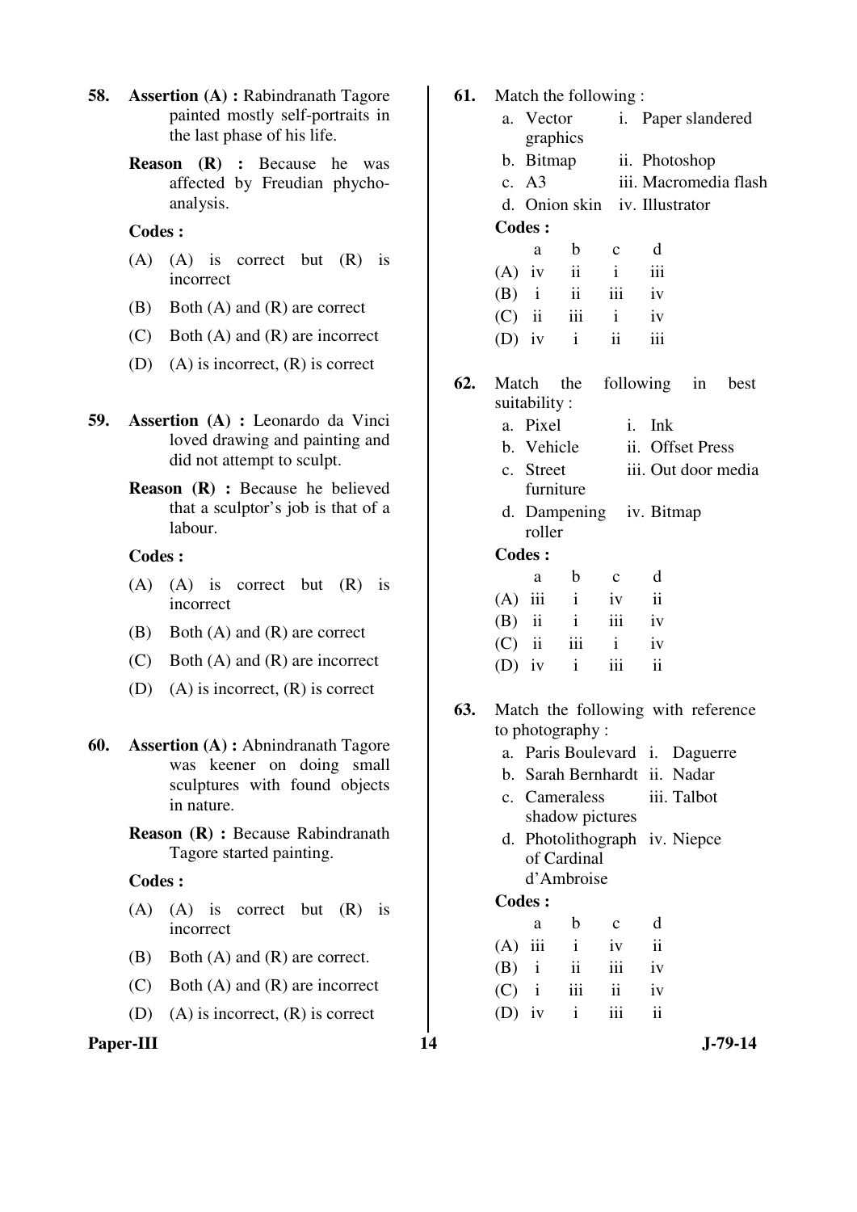**58.** **Assertion (A) :** Rabindranath Tagore painted mostly self-portraits in the last phase of his life.

**Reason (R) :** Because he was affected by Freudian phycho-analysis.

**Codes :**

(A) (A) is correct but (R) is incorrect

(B) Both (A) and (R) are correct

(C) Both (A) and (R) are incorrect

(D) (A) is incorrect, (R) is correct

**59.** **Assertion (A) :** Leonardo da Vinci loved drawing and painting and did not attempt to sculpt.

**Reason (R) :** Because he believed that a sculptor's job is that of a labour.

**Codes :**

(A) (A) is correct but (R) is incorrect

(B) Both (A) and (R) are correct

(C) Both (A) and (R) are incorrect

(D) (A) is incorrect, (R) is correct

**60.** **Assertion (A) :** Abnindranath Tagore was keener on doing small sculptures with found objects in nature.

**Reason (R) :** Because Rabindranath Tagore started painting.

**Codes :**

(A) (A) is correct but (R) is incorrect

(B) Both (A) and (R) are correct.

(C) Both (A) and (R) are incorrect

(D) (A) is incorrect, (R) is correct

**61.** Match the following :

a. Vector graphics — i. Paper slandered

b. Bitmap — ii. Photoshop

c. A3 — iii. Macromedia flash

d. Onion skin — iv. Illustrator

**Codes :**

| | a | b | c | d |
|---|---|---|---|---|
| (A) | iv | ii | i | iii |
| (B) | i | ii | iii | iv |
| (C) | ii | iii | i | iv |
| (D) | iv | i | ii | iii |

**62.** Match the following in best suitability :

a. Pixel — i. Ink

b. Vehicle — ii. Offset Press

c. Street furniture — iii. Out door media

d. Dampening roller — iv. Bitmap

**Codes :**

| | a | b | c | d |
|---|---|---|---|---|
| (A) | iii | i | iv | ii |
| (B) | ii | i | iii | iv |
| (C) | ii | iii | i | iv |
| (D) | iv | i | iii | ii |

**63.** Match the following with reference to photography :

a. Paris Boulevard — i. Daguerre

b. Sarah Bernhardt — ii. Nadar

c. Cameraless shadow pictures — iii. Talbot

d. Photolithograph of Cardinal d'Ambroise — iv. Niepce

**Codes :**

| | a | b | c | d |
|---|---|---|---|---|
| (A) | iii | i | iv | ii |
| (B) | i | ii | iii | iv |
| (C) | i | iii | ii | iv |
| (D) | iv | i | iii | ii |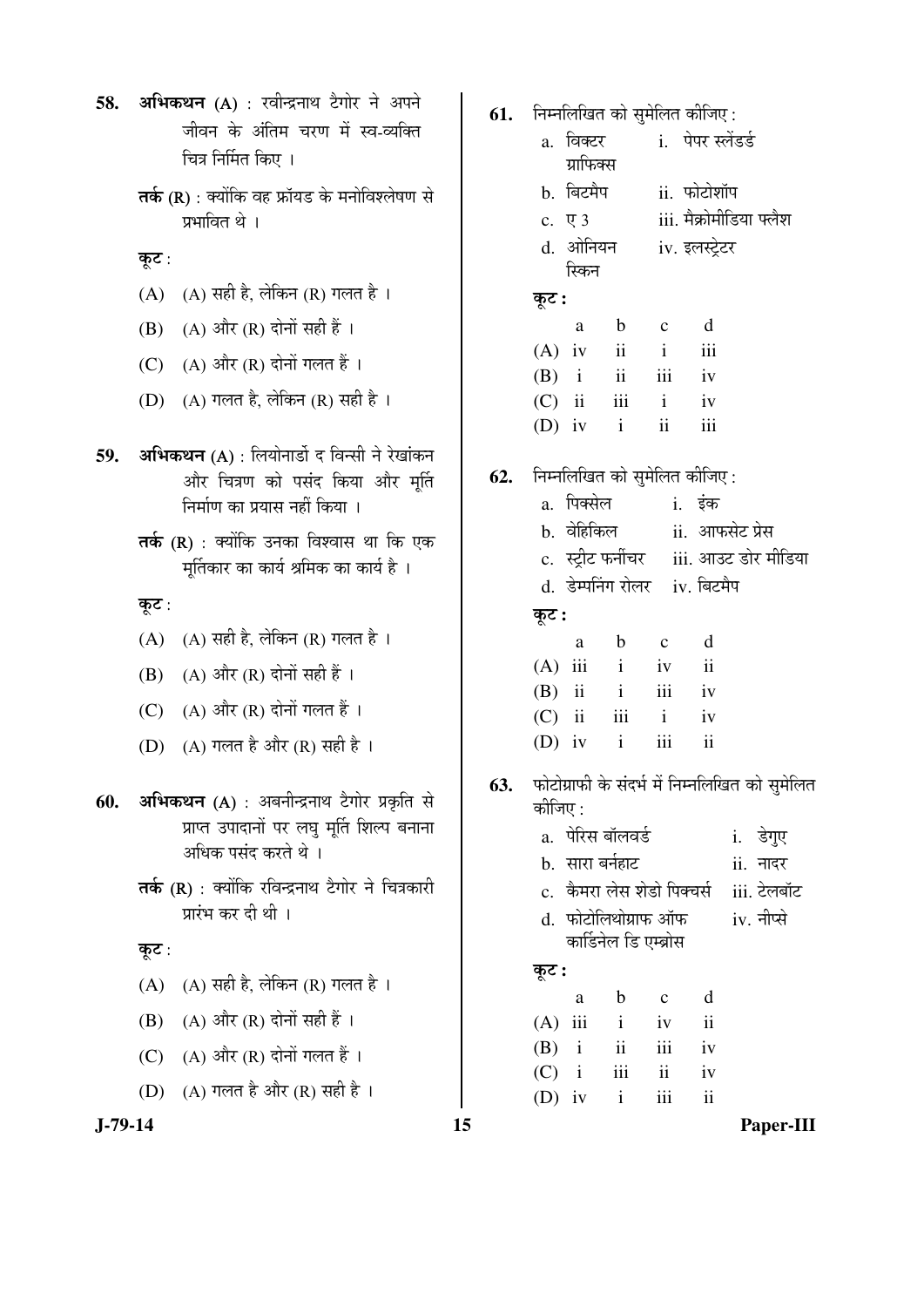58. **अभिकथन (A)** : रवीन्द्रनाथ टैगोर ने अपने जीवन के अंतिम चरण में स्व-व्यक्ति चित्र निर्मित किए ।

**तर्क (R)** : क्योंकि वह फ्रॉयड के मनोविश्लेषण से प्रभावित थे ।

**कूट** :

(A) (A) सही है, लेकिन (R) गलत है ।

(B) (A) और (R) दोनों सही हैं ।

(C) (A) और (R) दोनों गलत हैं ।

(D) (A) गलत है, लेकिन (R) सही है ।

59. **अभिकथन (A)** : लियोनार्डो द विन्सी ने रेखांकन और चित्रण को पसंद किया और मूर्ति निर्माण का प्रयास नहीं किया ।

**तर्क (R)** : क्योंकि उनका विश्वास था कि एक मूर्तिकार का कार्य श्रमिक का कार्य है ।

**कूट** :

(A) (A) सही है, लेकिन (R) गलत है ।

(B) (A) और (R) दोनों सही हैं ।

(C) (A) और (R) दोनों गलत हैं ।

(D) (A) गलत है और (R) सही है ।

60. **अभिकथन (A)** : अबनीन्द्रनाथ टैगोर प्रकृति से प्राप्त उपादानों पर लघु मूर्ति शिल्प बनाना अधिक पसंद करते थे ।

**तर्क (R)** : क्योंकि रविन्द्रनाथ टैगोर ने चित्रकारी प्रारंभ कर दी थी ।

**कूट** :

(A) (A) सही है, लेकिन (R) गलत है ।

(B) (A) और (R) दोनों सही हैं ।

(C) (A) और (R) दोनों गलत हैं ।

(D) (A) गलत है और (R) सही है ।

61. निम्नलिखित को सुमेलित कीजिए :

a. विक्टर ग्राफिक्स — i. पेपर स्लेंडर्ड

b. बिटमैप — ii. फोटोशॉप

c. ए 3 — iii. मैक्रोमीडिया फ्लैश

d. ओनियन स्किन — iv. इलस्ट्रेटर

**कूट :**

| | a | b | c | d |
|---|---|---|---|---|
| (A) | iv | ii | i | iii |
| (B) | i | ii | iii | iv |
| (C) | ii | iii | i | iv |
| (D) | iv | i | ii | iii |

62. निम्नलिखित को सुमेलित कीजिए :

a. पिक्सेल — i. इंक

b. वेहिकिल — ii. आफसेट प्रेस

c. स्ट्रीट फर्नीचर — iii. आउट डोर मीडिया

d. डेम्पनिंग रोलर — iv. बिटमैप

**कूट :**

| | a | b | c | d |
|---|---|---|---|---|
| (A) | iii | i | iv | ii |
| (B) | ii | i | iii | iv |
| (C) | ii | iii | i | iv |
| (D) | iv | i | iii | ii |

63. फोटोग्राफी के संदर्भ में निम्नलिखित को सुमेलित कीजिए :

a. पेरिस बॉलवर्ड — i. डेगुए

b. सारा बर्नहाट — ii. नादर

c. कैमरा लेस शेडो पिक्चर्स — iii. टेलबॉट

d. फोटोलिथोग्राफ ऑफ कार्डिनेल डि एम्ब्रोस — iv. नीप्से

**कूट :**

| | a | b | c | d |
|---|---|---|---|---|
| (A) | iii | i | iv | ii |
| (B) | i | ii | iii | iv |
| (C) | i | iii | ii | iv |
| (D) | iv | i | iii | ii |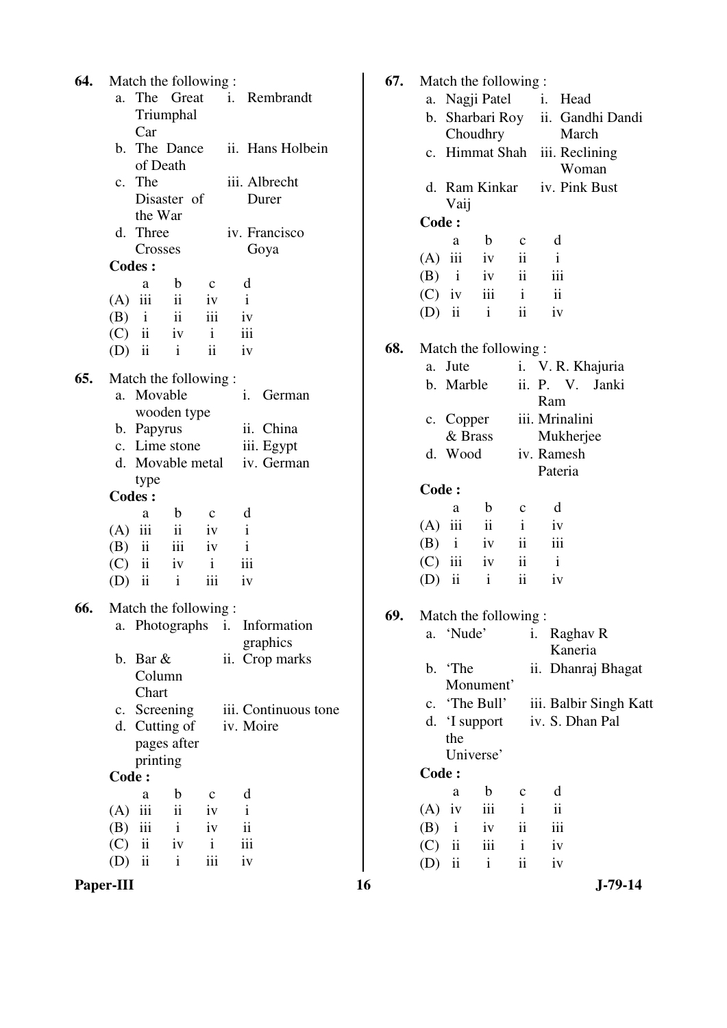**64.** Match the following :

| | | | |
|---|---|---|---|
| a. | The Great Triumphal Car | i. | Rembrandt |
| b. | The Dance of Death | ii. | Hans Holbein |
| c. | The Disaster of the War | iii. | Albrecht Durer |
| d. | Three Crosses | iv. | Francisco Goya |

**Codes :**

| | a | b | c | d |
|---|---|---|---|---|
| (A) | iii | ii | iv | i |
| (B) | i | ii | iii | iv |
| (C) | ii | iv | i | iii |
| (D) | ii | i | ii | iv |

**65.** Match the following :

| | | | |
|---|---|---|---|
| a. | Movable wooden type | i. | German |
| b. | Papyrus | ii. | China |
| c. | Lime stone | iii. | Egypt |
| d. | Movable metal type | iv. | German |

**Codes :**

| | a | b | c | d |
|---|---|---|---|---|
| (A) | iii | ii | iv | i |
| (B) | ii | iii | iv | i |
| (C) | ii | iv | i | iii |
| (D) | ii | i | iii | iv |

**66.** Match the following :

| | | | |
|---|---|---|---|
| a. | Photographs | i. | Information graphics |
| b. | Bar & Column Chart | ii. | Crop marks |
| c. | Screening | iii. | Continuous tone |
| d. | Cutting of pages after printing | iv. | Moire |

**Code :**

| | a | b | c | d |
|---|---|---|---|---|
| (A) | iii | ii | iv | i |
| (B) | iii | i | iv | ii |
| (C) | ii | iv | i | iii |
| (D) | ii | i | iii | iv |

**67.** Match the following :

| | | | |
|---|---|---|---|
| a. | Nagji Patel | i. | Head |
| b. | Sharbari Roy Choudhry | ii. | Gandhi Dandi March |
| c. | Himmat Shah | iii. | Reclining Woman |
| d. | Ram Kinkar Vaij | iv. | Pink Bust |

**Code :**

| | a | b | c | d |
|---|---|---|---|---|
| (A) | iii | iv | ii | i |
| (B) | i | iv | ii | iii |
| (C) | iv | iii | i | ii |
| (D) | ii | i | ii | iv |

**68.** Match the following :

| | | | |
|---|---|---|---|
| a. | Jute | i. | V. R. Khajuria |
| b. | Marble | ii. | P. V. Janki Ram |
| c. | Copper & Brass | iii. | Mrinalini Mukherjee |
| d. | Wood | iv. | Ramesh Pateria |

**Code :**

| | a | b | c | d |
|---|---|---|---|---|
| (A) | iii | ii | i | iv |
| (B) | i | iv | ii | iii |
| (C) | iii | iv | ii | i |
| (D) | ii | i | ii | iv |

**69.** Match the following :

| | | | |
|---|---|---|---|
| a. | 'Nude' | i. | Raghav R Kaneria |
| b. | 'The Monument' | ii. | Dhanraj Bhagat |
| c. | 'The Bull' | iii. | Balbir Singh Katt |
| d. | 'I support the Universe' | iv. | S. Dhan Pal |

**Code :**

| | a | b | c | d |
|---|---|---|---|---|
| (A) | iv | iii | i | ii |
| (B) | i | iv | ii | iii |
| (C) | ii | iii | i | iv |
| (D) | ii | i | ii | iv |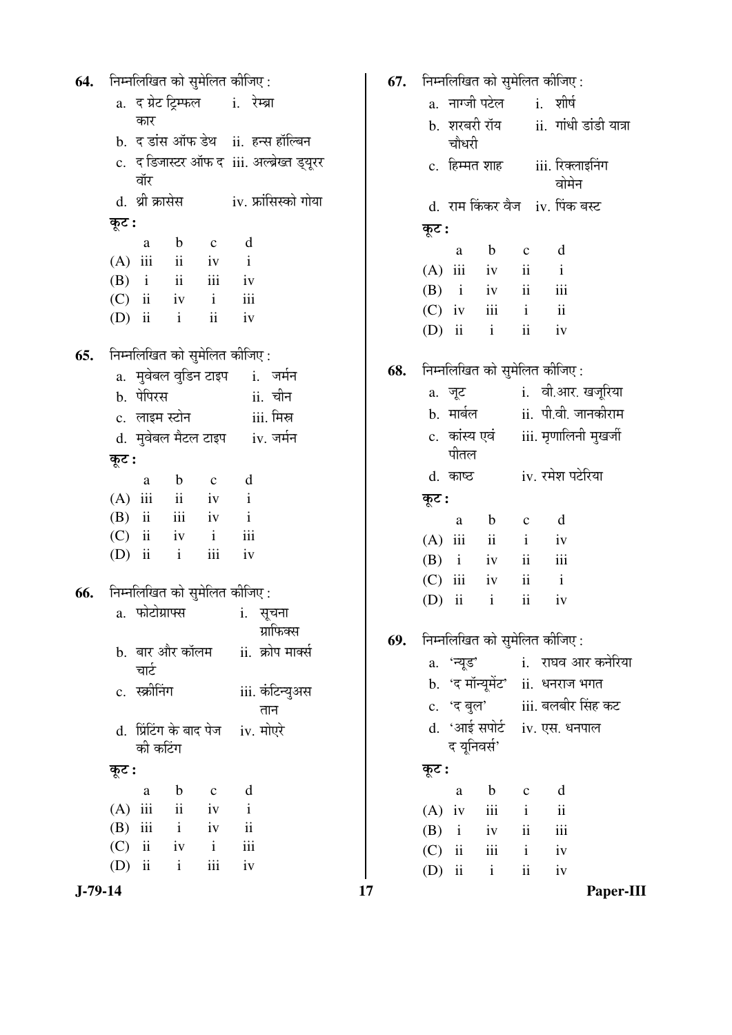**64.** निम्नलिखित को सुमेलित कीजिए :

a. द ग्रेट ट्रिम्फल कार  i. रेम्ब्रा

b. द डांस ऑफ डेथ  ii. हन्स हॉल्बिन

c. द डिजास्टर ऑफ द वॉर  iii. अल्ब्रेख्त ड्यूरर

d. थ्री क्रासेस  iv. फ्रांसिस्को गोया

**कूट :**

| | a | b | c | d |
|---|---|---|---|---|
| (A) | iii | ii | iv | i |
| (B) | i | ii | iii | iv |
| (C) | ii | iv | i | iii |
| (D) | ii | i | ii | iv |

**65.** निम्नलिखित को सुमेलित कीजिए :

a. मुवेबल वुडिन टाइप  i. जर्मन

b. पेपिरस  ii. चीन

c. लाइम स्टोन  iii. मिस्र

d. मुवेबल मैटल टाइप  iv. जर्मन

**कूट :**

| | a | b | c | d |
|---|---|---|---|---|
| (A) | iii | ii | iv | i |
| (B) | ii | iii | iv | i |
| (C) | ii | iv | i | iii |
| (D) | ii | i | iii | iv |

**66.** निम्नलिखित को सुमेलित कीजिए :

a. फोटोग्राफ्स  i. सूचना ग्राफिक्स

b. बार और कॉलम चार्ट  ii. क्रोप मार्क्स

c. स्क्रीनिंग  iii. कंटिन्युअस तान

d. प्रिंटिंग के बाद पेज की कटिंग  iv. मोएरे

**कूट :**

| | a | b | c | d |
|---|---|---|---|---|
| (A) | iii | ii | iv | i |
| (B) | iii | i | iv | ii |
| (C) | ii | iv | i | iii |
| (D) | ii | i | iii | iv |

**67.** निम्नलिखित को सुमेलित कीजिए :

a. नाग्जी पटेल  i. शीर्ष

b. शरबरी रॉय चौधरी  ii. गांधी डांडी यात्रा

c. हिम्मत शाह  iii. रिक्लाइनिंग वोमेन

d. राम किंकर वैज  iv. पिंक बस्ट

**कूट :**

| | a | b | c | d |
|---|---|---|---|---|
| (A) | iii | iv | ii | i |
| (B) | i | iv | ii | iii |
| (C) | iv | iii | i | ii |
| (D) | ii | i | ii | iv |

**68.** निम्नलिखित को सुमेलित कीजिए :

a. जूट  i. वी.आर. खजूरिया

b. मार्बल  ii. पी.वी. जानकीराम

c. कांस्य एवं पीतल  iii. मृणालिनी मुखर्जी

d. काष्ठ  iv. रमेश पटेरिया

**कूट :**

| | a | b | c | d |
|---|---|---|---|---|
| (A) | iii | ii | i | iv |
| (B) | i | iv | ii | iii |
| (C) | iii | iv | ii | i |
| (D) | ii | i | ii | iv |

**69.** निम्नलिखित को सुमेलित कीजिए :

a. 'न्यूड'  i. राघव आर कनेरिया

b. 'द मॉन्यूमेंट'  ii. धनराज भगत

c. 'द बुल'  iii. बलबीर सिंह कट

d. 'आई सपोर्ट द यूनिवर्स'  iv. एस. धनपाल

**कूट :**

| | a | b | c | d |
|---|---|---|---|---|
| (A) | iv | iii | i | ii |
| (B) | i | iv | ii | iii |
| (C) | ii | iii | i | iv |
| (D) | ii | i | ii | iv |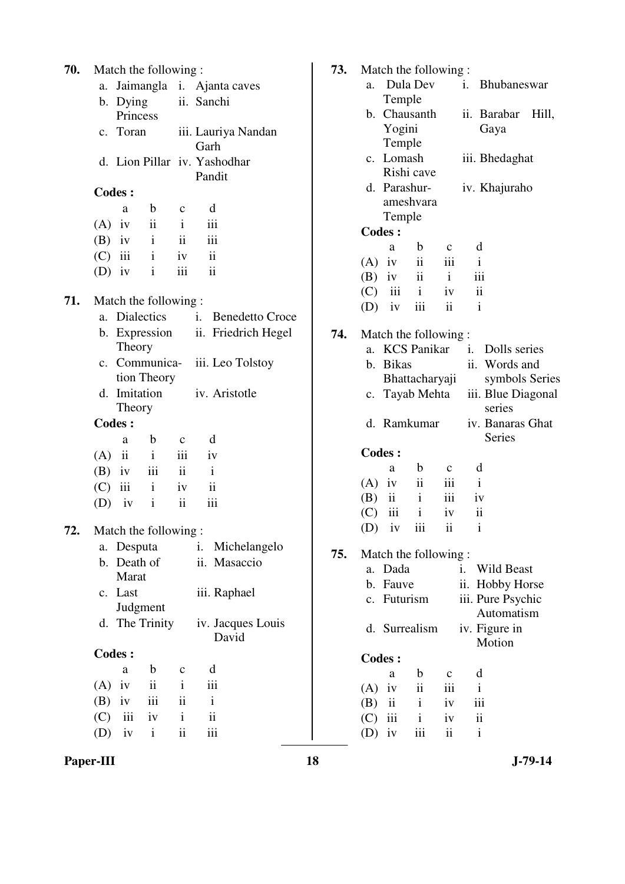**70.** Match the following :

| | | | |
|---|---|---|---|
| a. | Jaimangla | i. | Ajanta caves |
| b. | Dying Princess | ii. | Sanchi |
| c. | Toran | iii. | Lauriya Nandan Garh |
| d. | Lion Pillar | iv. | Yashodhar Pandit |

**Codes :**

| | a | b | c | d |
|---|---|---|---|---|
| (A) | iv | ii | i | iii |
| (B) | iv | i | ii | iii |
| (C) | iii | i | iv | ii |
| (D) | iv | i | iii | ii |

**71.** Match the following :

| | | | |
|---|---|---|---|
| a. | Dialectics | i. | Benedetto Croce |
| b. | Expression Theory | ii. | Friedrich Hegel |
| c. | Communication Theory | iii. | Leo Tolstoy |
| d. | Imitation Theory | iv. | Aristotle |

**Codes :**

| | a | b | c | d |
|---|---|---|---|---|
| (A) | ii | i | iii | iv |
| (B) | iv | iii | ii | i |
| (C) | iii | i | iv | ii |
| (D) | iv | i | ii | iii |

**72.** Match the following :

| | | | |
|---|---|---|---|
| a. | Desputa | i. | Michelangelo |
| b. | Death of Marat | ii. | Masaccio |
| c. | Last Judgment | iii. | Raphael |
| d. | The Trinity | iv. | Jacques Louis David |

**Codes :**

| | a | b | c | d |
|---|---|---|---|---|
| (A) | iv | ii | i | iii |
| (B) | iv | iii | ii | i |
| (C) | iii | iv | i | ii |
| (D) | iv | i | ii | iii |

**73.** Match the following :

| | | | |
|---|---|---|---|
| a. | Dula Dev Temple | i. | Bhubaneswar |
| b. | Chausanth Yogini Temple | ii. | Barabar Hill, Gaya |
| c. | Lomash Rishi cave | iii. | Bhedaghat |
| d. | Parashurameshvara Temple | iv. | Khajuraho |

**Codes :**

| | a | b | c | d |
|---|---|---|---|---|
| (A) | iv | ii | iii | i |
| (B) | iv | ii | i | iii |
| (C) | iii | i | iv | ii |
| (D) | iv | iii | ii | i |

**74.** Match the following :

| | | | |
|---|---|---|---|
| a. | KCS Panikar | i. | Dolls series |
| b. | Bikas Bhattacharyaji | ii. | Words and symbols Series |
| c. | Tayab Mehta | iii. | Blue Diagonal series |
| d. | Ramkumar | iv. | Banaras Ghat Series |

**Codes :**

| | a | b | c | d |
|---|---|---|---|---|
| (A) | iv | ii | iii | i |
| (B) | ii | i | iii | iv |
| (C) | iii | i | iv | ii |
| (D) | iv | iii | ii | i |

**75.** Match the following :

| | | | |
|---|---|---|---|
| a. | Dada | i. | Wild Beast |
| b. | Fauve | ii. | Hobby Horse |
| c. | Futurism | iii. | Pure Psychic Automatism |
| d. | Surrealism | iv. | Figure in Motion |

**Codes :**

| | a | b | c | d |
|---|---|---|---|---|
| (A) | iv | ii | iii | i |
| (B) | ii | i | iv | iii |
| (C) | iii | i | iv | ii |
| (D) | iv | iii | ii | i |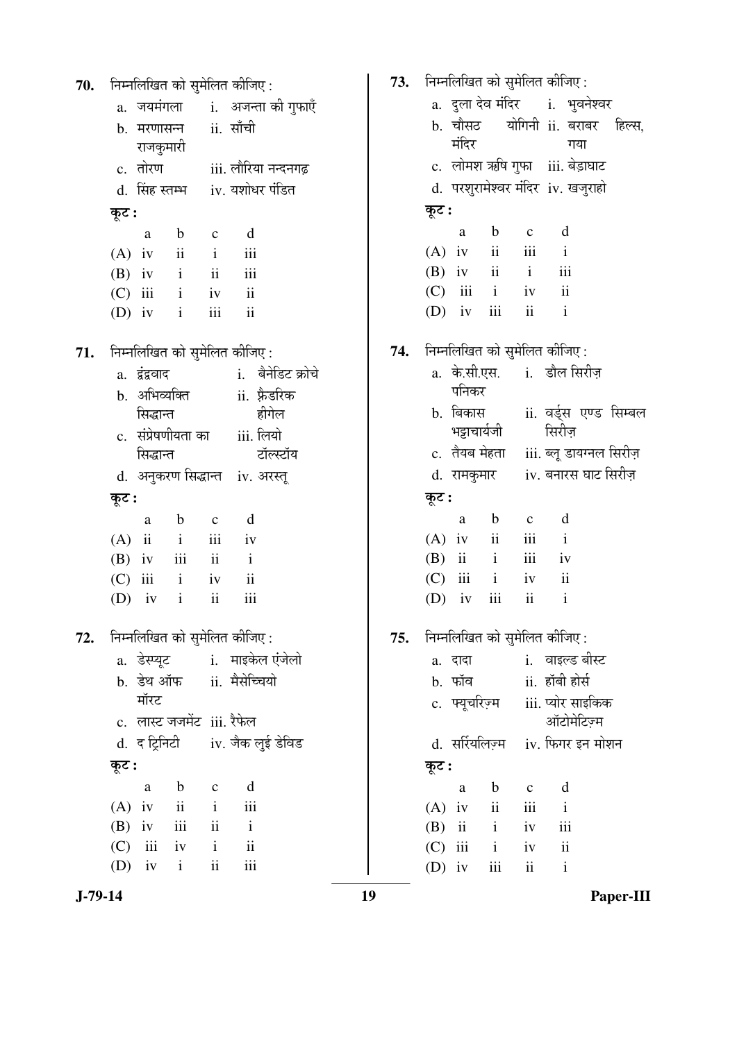**70.** निम्नलिखित को सुमेलित कीजिए :

a. जयमंगला — i. अजन्ता की गुफाएँ

b. मरणासन्न राजकुमारी — ii. साँची

c. तोरण — iii. लौरिया नन्दनगढ़

d. सिंह स्तम्भ — iv. यशोधर पंडित

**कूट :**

| | a | b | c | d |
|---|---|---|---|---|
| (A) | iv | ii | i | iii |
| (B) | iv | i | ii | iii |
| (C) | iii | i | iv | ii |
| (D) | iv | i | iii | ii |

**71.** निम्नलिखित को सुमेलित कीजिए :

a. द्वंद्ववाद — i. बैनेडिट क्रोचे

b. अभिव्यक्ति सिद्धान्त — ii. फ्रैडरिक हीगेल

c. संप्रेषणीयता का सिद्धान्त — iii. लियो टॉल्स्टॉय

d. अनुकरण सिद्धान्त — iv. अरस्तू

**कूट :**

| | a | b | c | d |
|---|---|---|---|---|
| (A) | ii | i | iii | iv |
| (B) | iv | iii | ii | i |
| (C) | iii | i | iv | ii |
| (D) | iv | i | ii | iii |

**72.** निम्नलिखित को सुमेलित कीजिए :

a. डेस्प्यूट — i. माइकेल एंजेलो

b. डेथ ऑफ मॉरट — ii. मैसेच्चियो

c. लास्ट जजमेंट — iii. रैफेल

d. द ट्रिनिटी — iv. जैक लुई डेविड

**कूट :**

| | a | b | c | d |
|---|---|---|---|---|
| (A) | iv | ii | i | iii |
| (B) | iv | iii | ii | i |
| (C) | iii | iv | i | ii |
| (D) | iv | i | ii | iii |

**73.** निम्नलिखित को सुमेलित कीजिए :

a. दुला देव मंदिर — i. भुवनेश्वर

b. चौसठ योगिनी मंदिर — ii. बराबर हिल्स, गया

c. लोमश ऋषि गुफा — iii. बेड़ाघाट

d. परशुरामेश्वर मंदिर — iv. खजुराहो

**कूट :**

| | a | b | c | d |
|---|---|---|---|---|
| (A) | iv | ii | iii | i |
| (B) | iv | ii | i | iii |
| (C) | iii | i | iv | ii |
| (D) | iv | iii | ii | i |

**74.** निम्नलिखित को सुमेलित कीजिए :

a. के.सी.एस. पनिकर — i. डौल सिरीज़

b. बिकास भट्टाचार्यजी — ii. वर्ड्स एण्ड सिम्बल सिरीज़

c. तैयब मेहता — iii. ब्लू डायग्नल सिरीज़

d. रामकुमार — iv. बनारस घाट सिरीज़

**कूट :**

| | a | b | c | d |
|---|---|---|---|---|
| (A) | iv | ii | iii | i |
| (B) | ii | i | iii | iv |
| (C) | iii | i | iv | ii |
| (D) | iv | iii | ii | i |

**75.** निम्नलिखित को सुमेलित कीजिए :

a. दादा — i. वाइल्ड बीस्ट

b. फॉव — ii. हॉबी होर्स

c. फ्यूचरिज़्म — iii. प्योर साइकिक ऑटोमेटिज़्म

d. सर्रियलिज़्म — iv. फिगर इन मोशन

**कूट :**

| | a | b | c | d |
|---|---|---|---|---|
| (A) | iv | ii | iii | i |
| (B) | ii | i | iv | iii |
| (C) | iii | i | iv | ii |
| (D) | iv | iii | ii | i |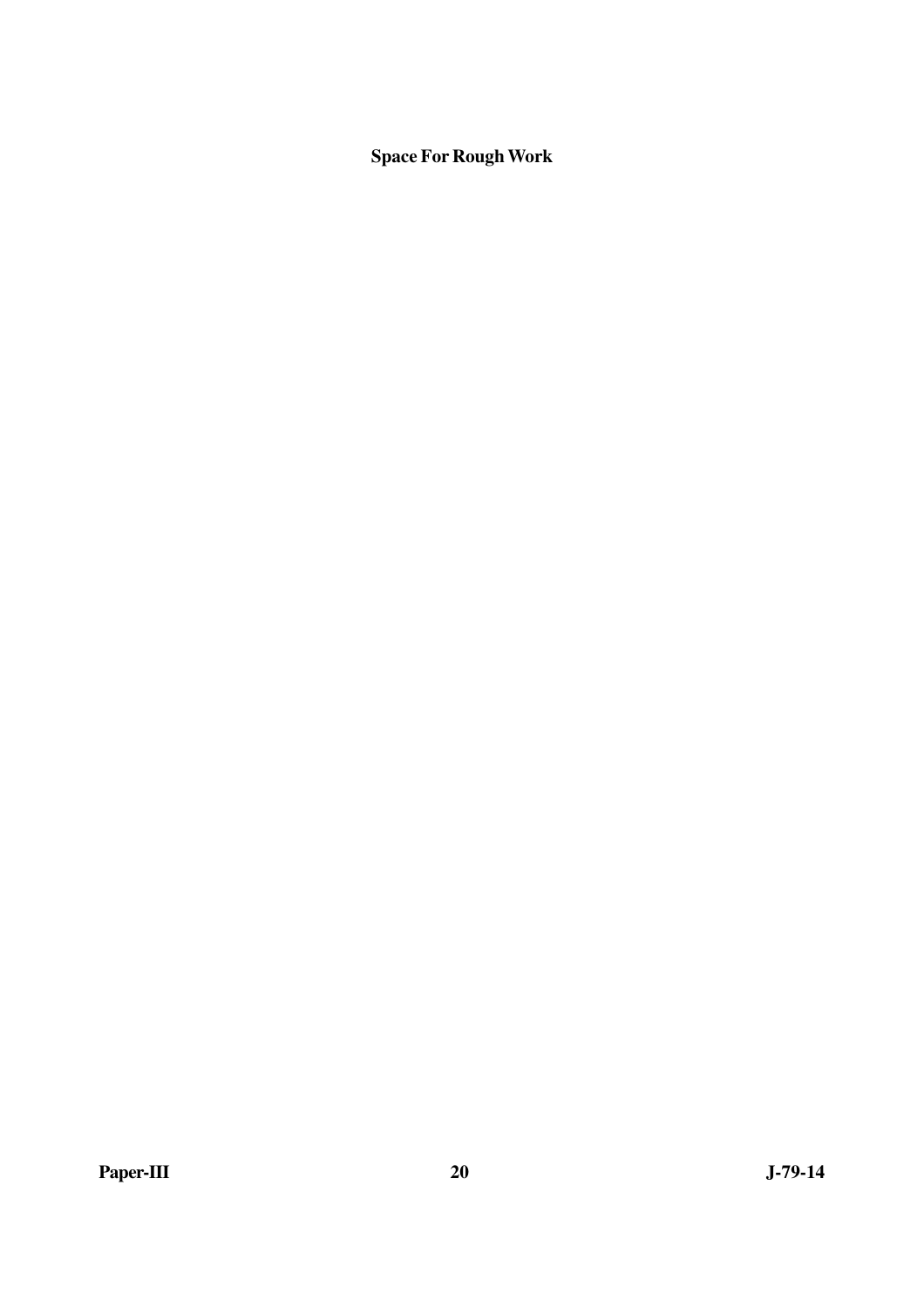**Space For Rough Work**